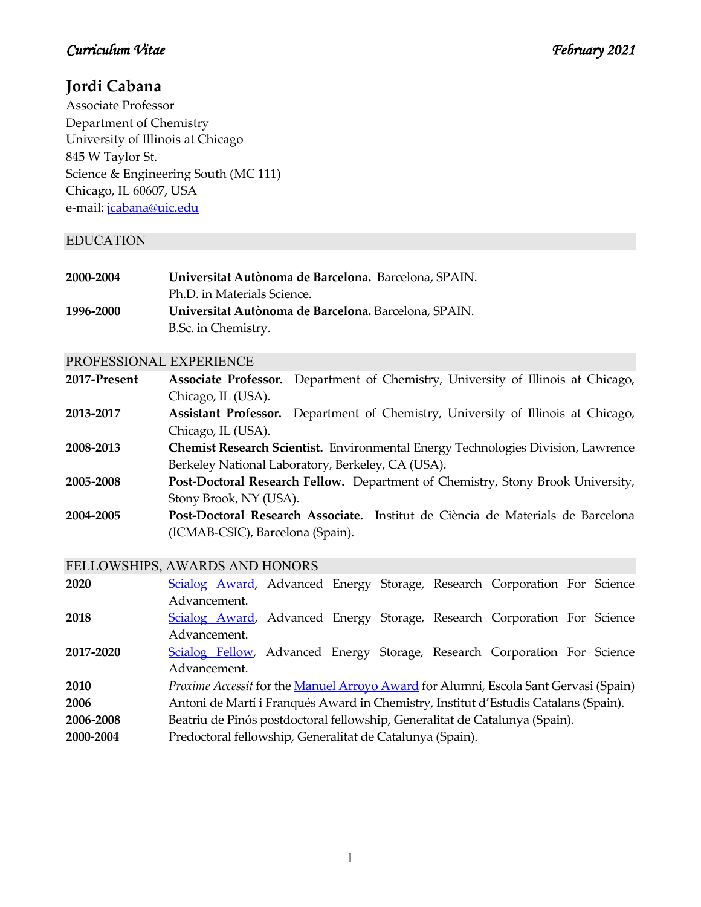*Curriculum Vitae* *February 2021*

# Jordi Cabana

Associate Professor
Department of Chemistry
University of Illinois at Chicago
845 W Taylor St.
Science & Engineering South (MC 111)
Chicago, IL 60607, USA
e-mail: jcabana@uic.edu

## EDUCATION

**2000-2004** **Universitat Autònoma de Barcelona.** Barcelona, SPAIN.
Ph.D. in Materials Science.

**1996-2000** **Universitat Autònoma de Barcelona.** Barcelona, SPAIN.
B.Sc. in Chemistry.

## PROFESSIONAL EXPERIENCE

**2017-Present** **Associate Professor.** Department of Chemistry, University of Illinois at Chicago, Chicago, IL (USA).

**2013-2017** **Assistant Professor.** Department of Chemistry, University of Illinois at Chicago, Chicago, IL (USA).

**2008-2013** **Chemist Research Scientist.** Environmental Energy Technologies Division, Lawrence Berkeley National Laboratory, Berkeley, CA (USA).

**2005-2008** **Post-Doctoral Research Fellow.** Department of Chemistry, Stony Brook University, Stony Brook, NY (USA).

**2004-2005** **Post-Doctoral Research Associate.** Institut de Ciència de Materials de Barcelona (ICMAB-CSIC), Barcelona (Spain).

## FELLOWSHIPS, AWARDS AND HONORS

**2020** Scialog Award, Advanced Energy Storage, Research Corporation For Science Advancement.

**2018** Scialog Award, Advanced Energy Storage, Research Corporation For Science Advancement.

**2017-2020** Scialog Fellow, Advanced Energy Storage, Research Corporation For Science Advancement.

**2010** *Proxime Accessit* for the Manuel Arroyo Award for Alumni, Escola Sant Gervasi (Spain)

**2006** Antoni de Martí i Franqués Award in Chemistry, Institut d'Estudis Catalans (Spain).

**2006-2008** Beatriu de Pinós postdoctoral fellowship, Generalitat de Catalunya (Spain).

**2000-2004** Predoctoral fellowship, Generalitat de Catalunya (Spain).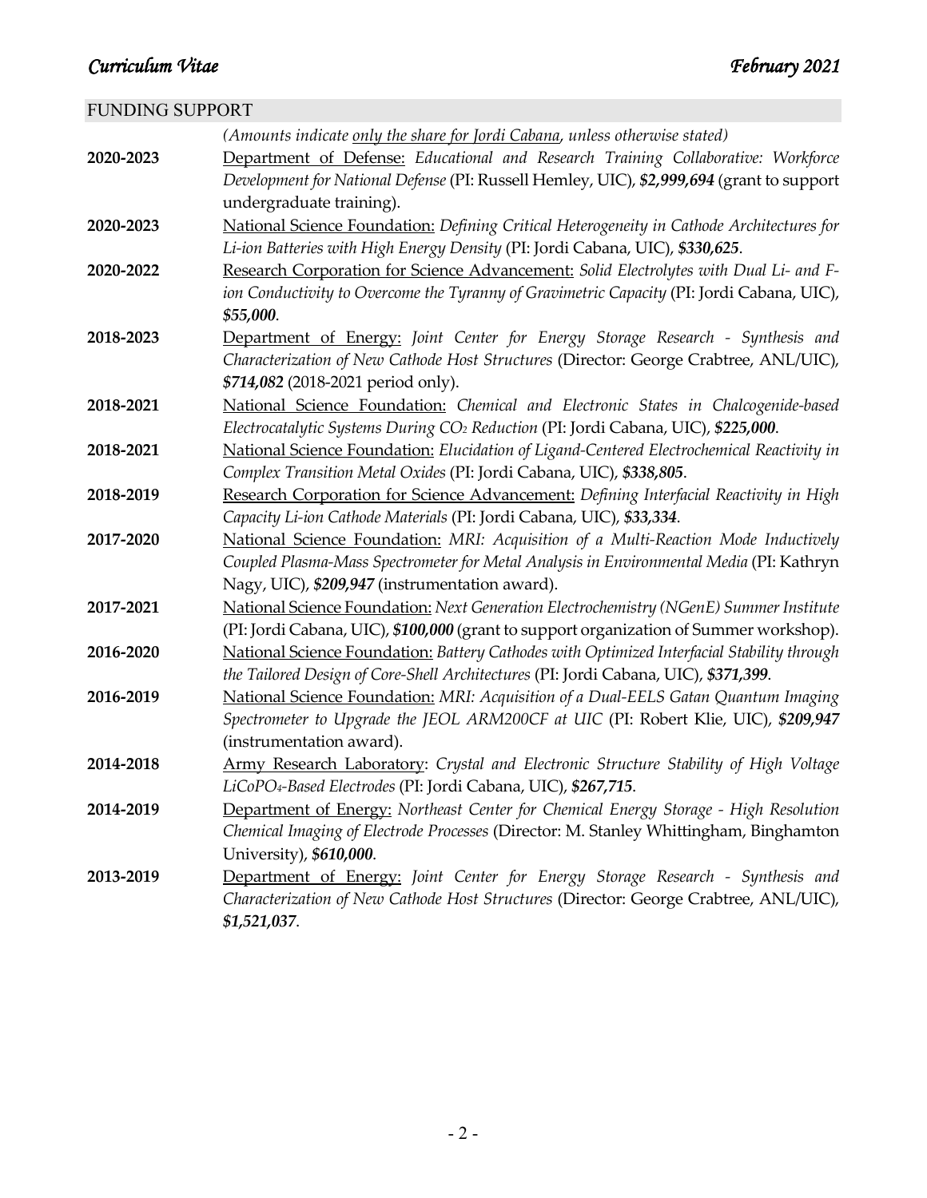## FUNDING SUPPORT

*(Amounts indicate only the share for Jordi Cabana, unless otherwise stated)*

**2020-2023** Department of Defense: *Educational and Research Training Collaborative: Workforce Development for National Defense* (PI: Russell Hemley, UIC), ***$2,999,694*** (grant to support undergraduate training).

**2020-2023** National Science Foundation: *Defining Critical Heterogeneity in Cathode Architectures for Li-ion Batteries with High Energy Density* (PI: Jordi Cabana, UIC), ***$330,625***.

**2020-2022** Research Corporation for Science Advancement: *Solid Electrolytes with Dual Li- and F-ion Conductivity to Overcome the Tyranny of Gravimetric Capacity* (PI: Jordi Cabana, UIC), ***$55,000***.

**2018-2023** Department of Energy: *Joint Center for Energy Storage Research - Synthesis and Characterization of New Cathode Host Structures* (Director: George Crabtree, ANL/UIC), ***$714,082*** (2018-2021 period only).

**2018-2021** National Science Foundation: *Chemical and Electronic States in Chalcogenide-based Electrocatalytic Systems During $CO_2$ Reduction* (PI: Jordi Cabana, UIC), ***$225,000***.

**2018-2021** National Science Foundation: *Elucidation of Ligand-Centered Electrochemical Reactivity in Complex Transition Metal Oxides* (PI: Jordi Cabana, UIC), ***$338,805***.

**2018-2019** Research Corporation for Science Advancement: *Defining Interfacial Reactivity in High Capacity Li-ion Cathode Materials* (PI: Jordi Cabana, UIC), ***$33,334***.

**2017-2020** National Science Foundation: *MRI: Acquisition of a Multi-Reaction Mode Inductively Coupled Plasma-Mass Spectrometer for Metal Analysis in Environmental Media* (PI: Kathryn Nagy, UIC), ***$209,947*** (instrumentation award).

**2017-2021** National Science Foundation: *Next Generation Electrochemistry (NGenE) Summer Institute* (PI: Jordi Cabana, UIC), ***$100,000*** (grant to support organization of Summer workshop).

**2016-2020** National Science Foundation: *Battery Cathodes with Optimized Interfacial Stability through the Tailored Design of Core-Shell Architectures* (PI: Jordi Cabana, UIC), ***$371,399***.

**2016-2019** National Science Foundation: *MRI: Acquisition of a Dual-EELS Gatan Quantum Imaging Spectrometer to Upgrade the JEOL ARM200CF at UIC* (PI: Robert Klie, UIC), ***$209,947*** (instrumentation award).

**2014-2018** Army Research Laboratory: *Crystal and Electronic Structure Stability of High Voltage $LiCoPO_4$-Based Electrodes* (PI: Jordi Cabana, UIC), ***$267,715***.

**2014-2019** Department of Energy: *Northeast Center for Chemical Energy Storage - High Resolution Chemical Imaging of Electrode Processes* (Director: M. Stanley Whittingham, Binghamton University), ***$610,000***.

**2013-2019** Department of Energy: *Joint Center for Energy Storage Research - Synthesis and Characterization of New Cathode Host Structures* (Director: George Crabtree, ANL/UIC), ***$1,521,037***.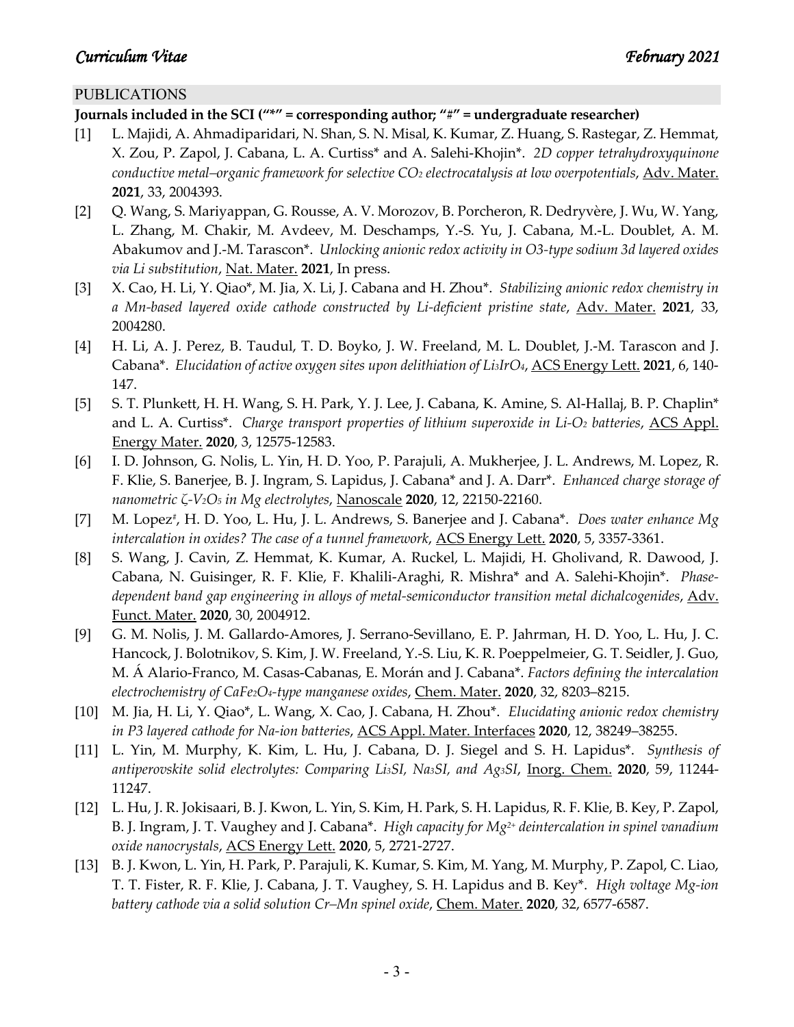## PUBLICATIONS

**Journals included in the SCI ("*" = corresponding author; "#" = undergraduate researcher)**

[1] L. Majidi, A. Ahmadiparidari, N. Shan, S. N. Misal, K. Kumar, Z. Huang, S. Rastegar, Z. Hemmat, X. Zou, P. Zapol, J. Cabana, L. A. Curtiss* and A. Salehi-Khojin*. *2D copper tetrahydroxyquinone conductive metal–organic framework for selective $CO_2$ electrocatalysis at low overpotentials*, Adv. Mater. **2021**, 33, 2004393.

[2] Q. Wang, S. Mariyappan, G. Rousse, A. V. Morozov, B. Porcheron, R. Dedryvère, J. Wu, W. Yang, L. Zhang, M. Chakir, M. Avdeev, M. Deschamps, Y.-S. Yu, J. Cabana, M.-L. Doublet, A. M. Abakumov and J.-M. Tarascon*. *Unlocking anionic redox activity in O3-type sodium 3d layered oxides via Li substitution*, Nat. Mater. **2021**, In press.

[3] X. Cao, H. Li, Y. Qiao*, M. Jia, X. Li, J. Cabana and H. Zhou*. *Stabilizing anionic redox chemistry in a Mn-based layered oxide cathode constructed by Li-deficient pristine state*, Adv. Mater. **2021**, 33, 2004280.

[4] H. Li, A. J. Perez, B. Taudul, T. D. Boyko, J. W. Freeland, M. L. Doublet, J.-M. Tarascon and J. Cabana*. *Elucidation of active oxygen sites upon delithiation of $Li_3IrO_4$*, ACS Energy Lett. **2021**, 6, 140-147.

[5] S. T. Plunkett, H. H. Wang, S. H. Park, Y. J. Lee, J. Cabana, K. Amine, S. Al-Hallaj, B. P. Chaplin* and L. A. Curtiss*. *Charge transport properties of lithium superoxide in Li-$O_2$ batteries*, ACS Appl. Energy Mater. **2020**, 3, 12575-12583.

[6] I. D. Johnson, G. Nolis, L. Yin, H. D. Yoo, P. Parajuli, A. Mukherjee, J. L. Andrews, M. Lopez, R. F. Klie, S. Banerjee, B. J. Ingram, S. Lapidus, J. Cabana* and J. A. Darr*. *Enhanced charge storage of nanometric ζ-$V_2O_5$ in Mg electrolytes*, Nanoscale **2020**, 12, 22150-22160.

[7] M. Lopez#, H. D. Yoo, L. Hu, J. L. Andrews, S. Banerjee and J. Cabana*. *Does water enhance Mg intercalation in oxides? The case of a tunnel framework*, ACS Energy Lett. **2020**, 5, 3357-3361.

[8] S. Wang, J. Cavin, Z. Hemmat, K. Kumar, A. Ruckel, L. Majidi, H. Gholivand, R. Dawood, J. Cabana, N. Guisinger, R. F. Klie, F. Khalili-Araghi, R. Mishra* and A. Salehi-Khojin*. *Phase-dependent band gap engineering in alloys of metal-semiconductor transition metal dichalcogenides*, Adv. Funct. Mater. **2020**, 30, 2004912.

[9] G. M. Nolis, J. M. Gallardo-Amores, J. Serrano-Sevillano, E. P. Jahrman, H. D. Yoo, L. Hu, J. C. Hancock, J. Bolotnikov, S. Kim, J. W. Freeland, Y.-S. Liu, K. R. Poeppelmeier, G. T. Seidler, J. Guo, M. Á Alario-Franco, M. Casas-Cabanas, E. Morán and J. Cabana*. *Factors defining the intercalation electrochemistry of $CaFe_2O_4$-type manganese oxides*, Chem. Mater. **2020**, 32, 8203–8215.

[10] M. Jia, H. Li, Y. Qiao*, L. Wang, X. Cao, J. Cabana, H. Zhou*. *Elucidating anionic redox chemistry in P3 layered cathode for Na-ion batteries*, ACS Appl. Mater. Interfaces **2020**, 12, 38249–38255.

[11] L. Yin, M. Murphy, K. Kim, L. Hu, J. Cabana, D. J. Siegel and S. H. Lapidus*. *Synthesis of antiperovskite solid electrolytes: Comparing $Li_3SI$, $Na_3SI$, and $Ag_3SI$*, Inorg. Chem. **2020**, 59, 11244-11247.

[12] L. Hu, J. R. Jokisaari, B. J. Kwon, L. Yin, S. Kim, H. Park, S. H. Lapidus, R. F. Klie, B. Key, P. Zapol, B. J. Ingram, J. T. Vaughey and J. Cabana*. *High capacity for $Mg^{2+}$ deintercalation in spinel vanadium oxide nanocrystals*, ACS Energy Lett. **2020**, 5, 2721-2727.

[13] B. J. Kwon, L. Yin, H. Park, P. Parajuli, K. Kumar, S. Kim, M. Yang, M. Murphy, P. Zapol, C. Liao, T. T. Fister, R. F. Klie, J. Cabana, J. T. Vaughey, S. H. Lapidus and B. Key*. *High voltage Mg-ion battery cathode via a solid solution Cr–Mn spinel oxide*, Chem. Mater. **2020**, 32, 6577-6587.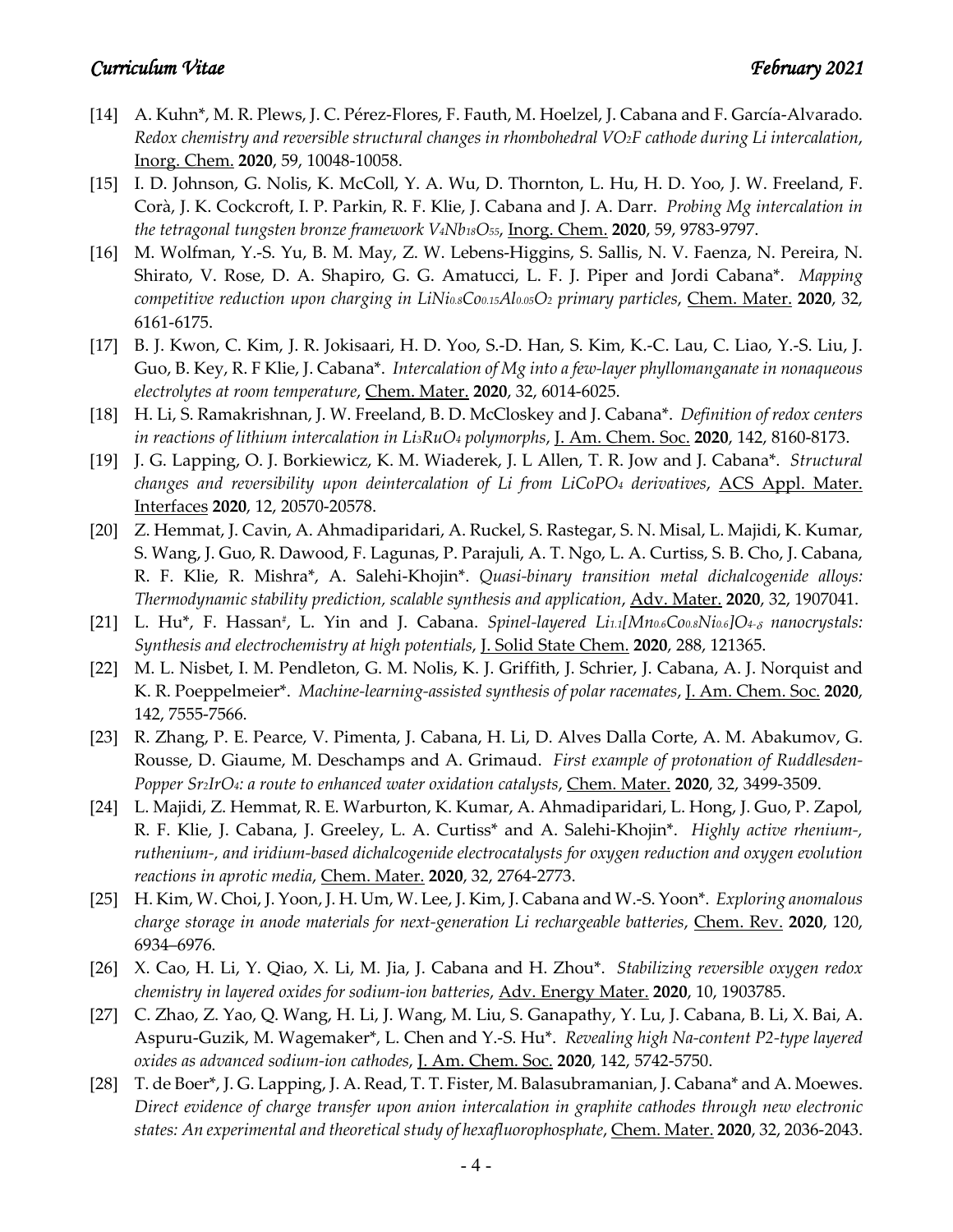- [14] A. Kuhn*, M. R. Plews, J. C. Pérez-Flores, F. Fauth, M. Hoelzel, J. Cabana and F. García-Alvarado. *Redox chemistry and reversible structural changes in rhombohedral $VO_2F$ cathode during Li intercalation*, Inorg. Chem. **2020**, 59, 10048-10058.
- [15] I. D. Johnson, G. Nolis, K. McColl, Y. A. Wu, D. Thornton, L. Hu, H. D. Yoo, J. W. Freeland, F. Corà, J. K. Cockcroft, I. P. Parkin, R. F. Klie, J. Cabana and J. A. Darr. *Probing Mg intercalation in the tetragonal tungsten bronze framework $V_4Nb_{18}O_{55}$*, Inorg. Chem. **2020**, 59, 9783-9797.
- [16] M. Wolfman, Y.-S. Yu, B. M. May, Z. W. Lebens-Higgins, S. Sallis, N. V. Faenza, N. Pereira, N. Shirato, V. Rose, D. A. Shapiro, G. G. Amatucci, L. F. J. Piper and Jordi Cabana*. *Mapping competitive reduction upon charging in $LiNi_{0.8}Co_{0.15}Al_{0.05}O_2$ primary particles*, Chem. Mater. **2020**, 32, 6161-6175.
- [17] B. J. Kwon, C. Kim, J. R. Jokisaari, H. D. Yoo, S.-D. Han, S. Kim, K.-C. Lau, C. Liao, Y.-S. Liu, J. Guo, B. Key, R. F Klie, J. Cabana*. *Intercalation of Mg into a few-layer phyllomanganate in nonaqueous electrolytes at room temperature*, Chem. Mater. **2020**, 32, 6014-6025.
- [18] H. Li, S. Ramakrishnan, J. W. Freeland, B. D. McCloskey and J. Cabana*. *Definition of redox centers in reactions of lithium intercalation in $Li_3RuO_4$ polymorphs*, J. Am. Chem. Soc. **2020**, 142, 8160-8173.
- [19] J. G. Lapping, O. J. Borkiewicz, K. M. Wiaderek, J. L Allen, T. R. Jow and J. Cabana*. *Structural changes and reversibility upon deintercalation of Li from $LiCoPO_4$ derivatives*, ACS Appl. Mater. Interfaces **2020**, 12, 20570-20578.
- [20] Z. Hemmat, J. Cavin, A. Ahmadiparidari, A. Ruckel, S. Rastegar, S. N. Misal, L. Majidi, K. Kumar, S. Wang, J. Guo, R. Dawood, F. Lagunas, P. Parajuli, A. T. Ngo, L. A. Curtiss, S. B. Cho, J. Cabana, R. F. Klie, R. Mishra*, A. Salehi-Khojin*. *Quasi-binary transition metal dichalcogenide alloys: Thermodynamic stability prediction, scalable synthesis and application*, Adv. Mater. **2020**, 32, 1907041.
- [21] L. Hu*, F. Hassan[#], L. Yin and J. Cabana. *Spinel-layered $Li_{1.1}[Mn_{0.6}Co_{0.8}Ni_{0.6}]O_{4-\delta}$ nanocrystals: Synthesis and electrochemistry at high potentials*, J. Solid State Chem. **2020**, 288, 121365.
- [22] M. L. Nisbet, I. M. Pendleton, G. M. Nolis, K. J. Griffith, J. Schrier, J. Cabana, A. J. Norquist and K. R. Poeppelmeier*. *Machine-learning-assisted synthesis of polar racemates*, J. Am. Chem. Soc. **2020**, 142, 7555-7566.
- [23] R. Zhang, P. E. Pearce, V. Pimenta, J. Cabana, H. Li, D. Alves Dalla Corte, A. M. Abakumov, G. Rousse, D. Giaume, M. Deschamps and A. Grimaud. *First example of protonation of Ruddlesden-Popper $Sr_2IrO_4$: a route to enhanced water oxidation catalysts*, Chem. Mater. **2020**, 32, 3499-3509.
- [24] L. Majidi, Z. Hemmat, R. E. Warburton, K. Kumar, A. Ahmadiparidari, L. Hong, J. Guo, P. Zapol, R. F. Klie, J. Cabana, J. Greeley, L. A. Curtiss* and A. Salehi-Khojin*. *Highly active rhenium-, ruthenium-, and iridium-based dichalcogenide electrocatalysts for oxygen reduction and oxygen evolution reactions in aprotic media*, Chem. Mater. **2020**, 32, 2764-2773.
- [25] H. Kim, W. Choi, J. Yoon, J. H. Um, W. Lee, J. Kim, J. Cabana and W.-S. Yoon*. *Exploring anomalous charge storage in anode materials for next-generation Li rechargeable batteries*, Chem. Rev. **2020**, 120, 6934–6976.
- [26] X. Cao, H. Li, Y. Qiao, X. Li, M. Jia, J. Cabana and H. Zhou*. *Stabilizing reversible oxygen redox chemistry in layered oxides for sodium-ion batteries*, Adv. Energy Mater. **2020**, 10, 1903785.
- [27] C. Zhao, Z. Yao, Q. Wang, H. Li, J. Wang, M. Liu, S. Ganapathy, Y. Lu, J. Cabana, B. Li, X. Bai, A. Aspuru-Guzik, M. Wagemaker*, L. Chen and Y.-S. Hu*. *Revealing high Na-content P2-type layered oxides as advanced sodium-ion cathodes*, J. Am. Chem. Soc. **2020**, 142, 5742-5750.
- [28] T. de Boer*, J. G. Lapping, J. A. Read, T. T. Fister, M. Balasubramanian, J. Cabana* and A. Moewes. *Direct evidence of charge transfer upon anion intercalation in graphite cathodes through new electronic states: An experimental and theoretical study of hexafluorophosphate*, Chem. Mater. **2020**, 32, 2036-2043.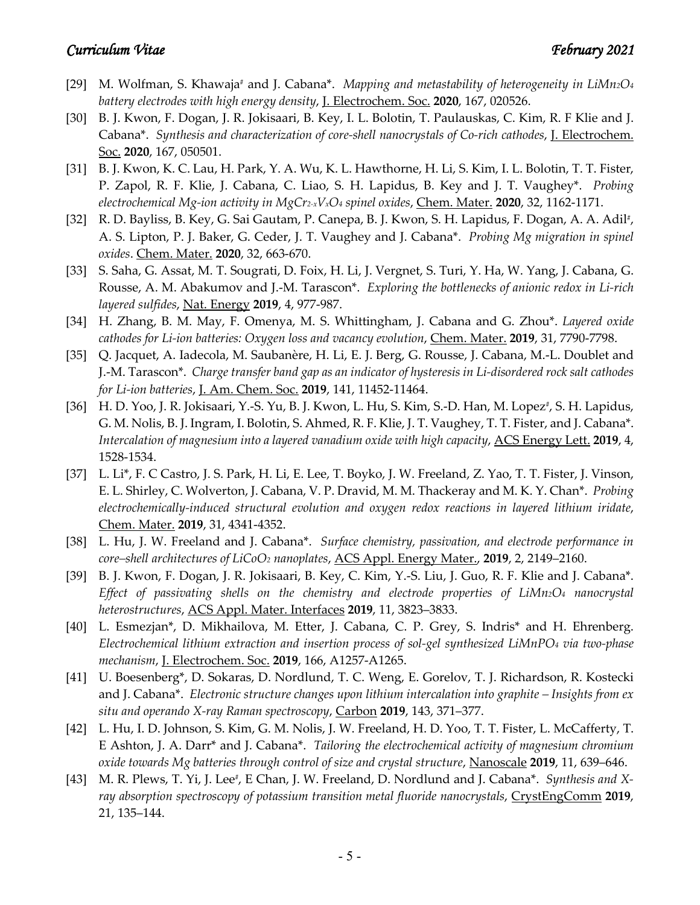[29] M. Wolfman, S. Khawaja[#] and J. Cabana*. *Mapping and metastability of heterogeneity in $LiMn_2O_4$ battery electrodes with high energy density*, J. Electrochem. Soc. **2020**, 167, 020526.

[30] B. J. Kwon, F. Dogan, J. R. Jokisaari, B. Key, I. L. Bolotin, T. Paulauskas, C. Kim, R. F Klie and J. Cabana*. *Synthesis and characterization of core-shell nanocrystals of Co-rich cathodes*, J. Electrochem. Soc. **2020**, 167, 050501.

[31] B. J. Kwon, K. C. Lau, H. Park, Y. A. Wu, K. L. Hawthorne, H. Li, S. Kim, I. L. Bolotin, T. T. Fister, P. Zapol, R. F. Klie, J. Cabana, C. Liao, S. H. Lapidus, B. Key and J. T. Vaughey*. *Probing electrochemical Mg-ion activity in $MgCr_{2-x}V_xO_4$ spinel oxides*, Chem. Mater. **2020**, 32, 1162-1171.

[32] R. D. Bayliss, B. Key, G. Sai Gautam, P. Canepa, B. J. Kwon, S. H. Lapidus, F. Dogan, A. A. Adil[#], A. S. Lipton, P. J. Baker, G. Ceder, J. T. Vaughey and J. Cabana*. *Probing Mg migration in spinel oxides*. Chem. Mater. **2020**, 32, 663-670.

[33] S. Saha, G. Assat, M. T. Sougrati, D. Foix, H. Li, J. Vergnet, S. Turi, Y. Ha, W. Yang, J. Cabana, G. Rousse, A. M. Abakumov and J.-M. Tarascon*. *Exploring the bottlenecks of anionic redox in Li-rich layered sulfides*, Nat. Energy **2019**, 4, 977-987.

[34] H. Zhang, B. M. May, F. Omenya, M. S. Whittingham, J. Cabana and G. Zhou*. *Layered oxide cathodes for Li-ion batteries: Oxygen loss and vacancy evolution*, Chem. Mater. **2019**, 31, 7790-7798.

[35] Q. Jacquet, A. Iadecola, M. Saubanère, H. Li, E. J. Berg, G. Rousse, J. Cabana, M.-L. Doublet and J.-M. Tarascon*. *Charge transfer band gap as an indicator of hysteresis in Li-disordered rock salt cathodes for Li-ion batteries*, J. Am. Chem. Soc. **2019**, 141, 11452-11464.

[36] H. D. Yoo, J. R. Jokisaari, Y.-S. Yu, B. J. Kwon, L. Hu, S. Kim, S.-D. Han, M. Lopez[#], S. H. Lapidus, G. M. Nolis, B. J. Ingram, I. Bolotin, S. Ahmed, R. F. Klie, J. T. Vaughey, T. T. Fister, and J. Cabana*. *Intercalation of magnesium into a layered vanadium oxide with high capacity*, ACS Energy Lett. **2019**, 4, 1528-1534.

[37] L. Li*, F. C Castro, J. S. Park, H. Li, E. Lee, T. Boyko, J. W. Freeland, Z. Yao, T. T. Fister, J. Vinson, E. L. Shirley, C. Wolverton, J. Cabana, V. P. Dravid, M. M. Thackeray and M. K. Y. Chan*. *Probing electrochemically-induced structural evolution and oxygen redox reactions in layered lithium iridate*, Chem. Mater. **2019**, 31, 4341-4352.

[38] L. Hu, J. W. Freeland and J. Cabana*. *Surface chemistry, passivation, and electrode performance in core–shell architectures of $LiCoO_2$ nanoplates*, ACS Appl. Energy Mater., **2019**, 2, 2149–2160.

[39] B. J. Kwon, F. Dogan, J. R. Jokisaari, B. Key, C. Kim, Y.-S. Liu, J. Guo, R. F. Klie and J. Cabana*. *Effect of passivating shells on the chemistry and electrode properties of $LiMn_2O_4$ nanocrystal heterostructures*, ACS Appl. Mater. Interfaces **2019**, 11, 3823–3833.

[40] L. Esmezjan*, D. Mikhailova, M. Etter, J. Cabana, C. P. Grey, S. Indris* and H. Ehrenberg. *Electrochemical lithium extraction and insertion process of sol-gel synthesized $LiMnPO_4$ via two-phase mechanism*, J. Electrochem. Soc. **2019**, 166, A1257-A1265.

[41] U. Boesenberg*, D. Sokaras, D. Nordlund, T. C. Weng, E. Gorelov, T. J. Richardson, R. Kostecki and J. Cabana*. *Electronic structure changes upon lithium intercalation into graphite – Insights from ex situ and operando X-ray Raman spectroscopy*, Carbon **2019**, 143, 371–377.

[42] L. Hu, I. D. Johnson, S. Kim, G. M. Nolis, J. W. Freeland, H. D. Yoo, T. T. Fister, L. McCafferty, T. E Ashton, J. A. Darr* and J. Cabana*. *Tailoring the electrochemical activity of magnesium chromium oxide towards Mg batteries through control of size and crystal structure*, Nanoscale **2019**, 11, 639–646.

[43] M. R. Plews, T. Yi, J. Lee[#], E Chan, J. W. Freeland, D. Nordlund and J. Cabana*. *Synthesis and X-ray absorption spectroscopy of potassium transition metal fluoride nanocrystals*, CrystEngComm **2019**, 21, 135–144.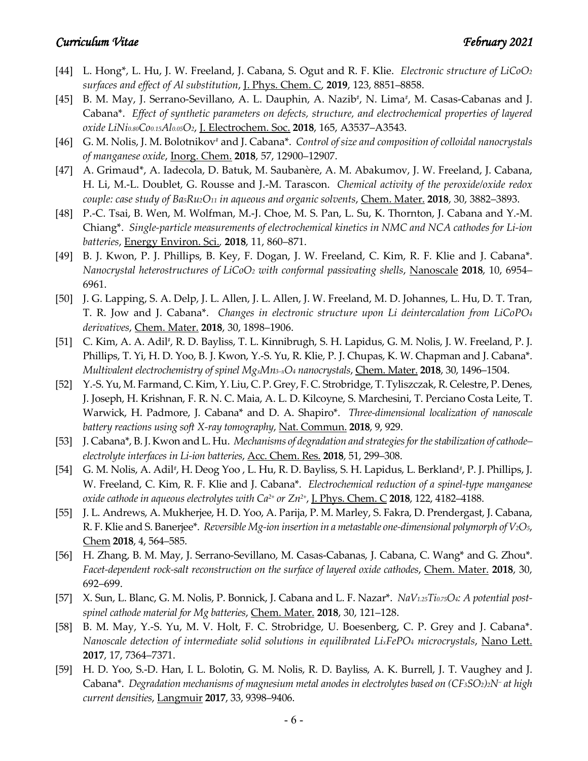[44] L. Hong*, L. Hu, J. W. Freeland, J. Cabana, S. Ogut and R. F. Klie. *Electronic structure of $LiCoO_2$ surfaces and effect of Al substitution*, J. Phys. Chem. C, **2019**, 123, 8851–8858.

[45] B. M. May, J. Serrano-Sevillano, A. L. Dauphin, A. Nazib#, N. Lima#, M. Casas-Cabanas and J. Cabana*. *Effect of synthetic parameters on defects, structure, and electrochemical properties of layered oxide $LiNi_{0.80}Co_{0.15}Al_{0.05}O_2$*, J. Electrochem. Soc. **2018**, 165, A3537–A3543.

[46] G. M. Nolis, J. M. Bolotnikov# and J. Cabana*. *Control of size and composition of colloidal nanocrystals of manganese oxide*, Inorg. Chem. **2018**, 57, 12900–12907.

[47] A. Grimaud*, A. Iadecola, D. Batuk, M. Saubanère, A. M. Abakumov, J. W. Freeland, J. Cabana, H. Li, M.-L. Doublet, G. Rousse and J.-M. Tarascon. *Chemical activity of the peroxide/oxide redox couple: case study of $Ba_5Ru_2O_{11}$ in aqueous and organic solvents*, Chem. Mater. **2018**, 30, 3882–3893.

[48] P.-C. Tsai, B. Wen, M. Wolfman, M.-J. Choe, M. S. Pan, L. Su, K. Thornton, J. Cabana and Y.-M. Chiang*. *Single-particle measurements of electrochemical kinetics in NMC and NCA cathodes for Li-ion batteries*, Energy Environ. Sci., **2018**, 11, 860–871.

[49] B. J. Kwon, P. J. Phillips, B. Key, F. Dogan, J. W. Freeland, C. Kim, R. F. Klie and J. Cabana*. *Nanocrystal heterostructures of $LiCoO_2$ with conformal passivating shells*, Nanoscale **2018**, 10, 6954–6961.

[50] J. G. Lapping, S. A. Delp, J. L. Allen, J. L. Allen, J. W. Freeland, M. D. Johannes, L. Hu, D. T. Tran, T. R. Jow and J. Cabana*. *Changes in electronic structure upon Li deintercalation from $LiCoPO_4$ derivatives*, Chem. Mater. **2018**, 30, 1898–1906.

[51] C. Kim, A. A. Adil#, R. D. Bayliss, T. L. Kinnibrugh, S. H. Lapidus, G. M. Nolis, J. W. Freeland, P. J. Phillips, T. Yi, H. D. Yoo, B. J. Kwon, Y.-S. Yu, R. Klie, P. J. Chupas, K. W. Chapman and J. Cabana*. *Multivalent electrochemistry of spinel $Mg_xMn_{3-x}O_4$ nanocrystals*, Chem. Mater. **2018**, 30, 1496–1504.

[52] Y.-S. Yu, M. Farmand, C. Kim, Y. Liu, C. P. Grey, F. C. Strobridge, T. Tyliszczak, R. Celestre, P. Denes, J. Joseph, H. Krishnan, F. R. N. C. Maia, A. L. D. Kilcoyne, S. Marchesini, T. Perciano Costa Leite, T. Warwick, H. Padmore, J. Cabana* and D. A. Shapiro*. *Three-dimensional localization of nanoscale battery reactions using soft X-ray tomography*, Nat. Commun. **2018**, 9, 929.

[53] J. Cabana*, B. J. Kwon and L. Hu. *Mechanisms of degradation and strategies for the stabilization of cathode–electrolyte interfaces in Li-ion batteries*, Acc. Chem. Res. **2018**, 51, 299–308.

[54] G. M. Nolis, A. Adil#, H. Deog Yoo , L. Hu, R. D. Bayliss, S. H. Lapidus, L. Berkland#, P. J. Phillips, J. W. Freeland, C. Kim, R. F. Klie and J. Cabana*. *Electrochemical reduction of a spinel-type manganese oxide cathode in aqueous electrolytes with $Ca^{2+}$ or $Zn^{2+}$*, J. Phys. Chem. C **2018**, 122, 4182–4188.

[55] J. L. Andrews, A. Mukherjee, H. D. Yoo, A. Parija, P. M. Marley, S. Fakra, D. Prendergast, J. Cabana, R. F. Klie and S. Banerjee*. *Reversible Mg-ion insertion in a metastable one-dimensional polymorph of $V_2O_5$*, Chem **2018**, 4, 564–585.

[56] H. Zhang, B. M. May, J. Serrano-Sevillano, M. Casas-Cabanas, J. Cabana, C. Wang* and G. Zhou*. *Facet-dependent rock-salt reconstruction on the surface of layered oxide cathodes*, Chem. Mater. **2018**, 30, 692–699.

[57] X. Sun, L. Blanc, G. M. Nolis, P. Bonnick, J. Cabana and L. F. Nazar*. *$NaV_{1.25}Ti_{0.75}O_4$: A potential post-spinel cathode material for Mg batteries*, Chem. Mater. **2018**, 30, 121–128.

[58] B. M. May, Y.-S. Yu, M. V. Holt, F. C. Strobridge, U. Boesenberg, C. P. Grey and J. Cabana*. *Nanoscale detection of intermediate solid solutions in equilibrated $Li_xFePO_4$ microcrystals*, Nano Lett. **2017**, 17, 7364–7371.

[59] H. D. Yoo, S.-D. Han, I. L. Bolotin, G. M. Nolis, R. D. Bayliss, A. K. Burrell, J. T. Vaughey and J. Cabana*. *Degradation mechanisms of magnesium metal anodes in electrolytes based on $(CF_3SO_2)_2N^-$ at high current densities*, Langmuir **2017**, 33, 9398–9406.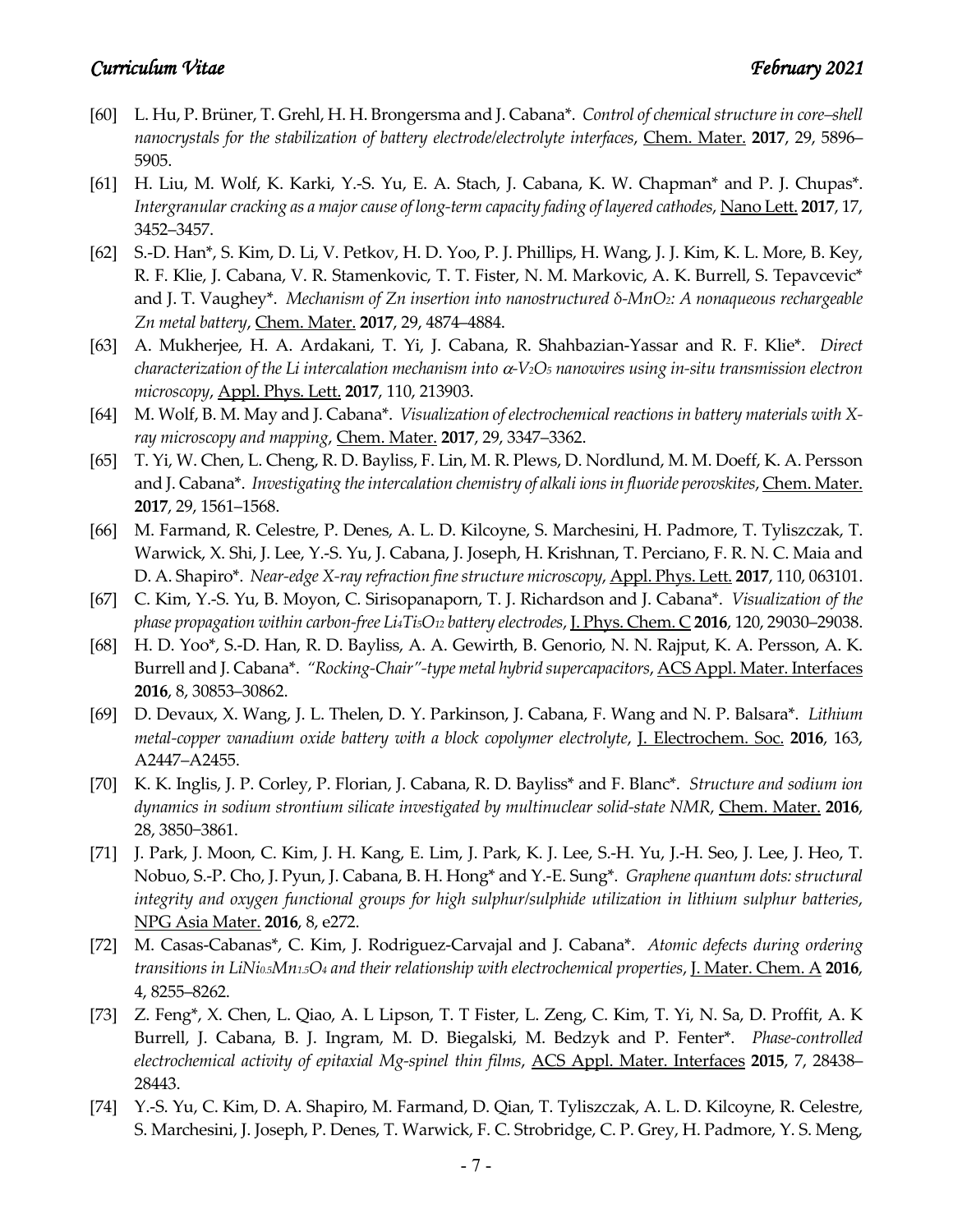[60] L. Hu, P. Brüner, T. Grehl, H. H. Brongersma and J. Cabana*. *Control of chemical structure in core–shell nanocrystals for the stabilization of battery electrode/electrolyte interfaces*, Chem. Mater. **2017**, 29, 5896–5905.

[61] H. Liu, M. Wolf, K. Karki, Y.-S. Yu, E. A. Stach, J. Cabana, K. W. Chapman* and P. J. Chupas*. *Intergranular cracking as a major cause of long-term capacity fading of layered cathodes*, Nano Lett. **2017**, 17, 3452–3457.

[62] S.-D. Han*, S. Kim, D. Li, V. Petkov, H. D. Yoo, P. J. Phillips, H. Wang, J. J. Kim, K. L. More, B. Key, R. F. Klie, J. Cabana, V. R. Stamenkovic, T. T. Fister, N. M. Markovic, A. K. Burrell, S. Tepavcevic* and J. T. Vaughey*. *Mechanism of Zn insertion into nanostructured δ-$MnO_2$: A nonaqueous rechargeable Zn metal battery*, Chem. Mater. **2017**, 29, 4874–4884.

[63] A. Mukherjee, H. A. Ardakani, T. Yi, J. Cabana, R. Shahbazian-Yassar and R. F. Klie*. *Direct characterization of the Li intercalation mechanism into α-$V_2O_5$ nanowires using in-situ transmission electron microscopy*, Appl. Phys. Lett. **2017**, 110, 213903.

[64] M. Wolf, B. M. May and J. Cabana*. *Visualization of electrochemical reactions in battery materials with X-ray microscopy and mapping*, Chem. Mater. **2017**, 29, 3347–3362.

[65] T. Yi, W. Chen, L. Cheng, R. D. Bayliss, F. Lin, M. R. Plews, D. Nordlund, M. M. Doeff, K. A. Persson and J. Cabana*. *Investigating the intercalation chemistry of alkali ions in fluoride perovskites*, Chem. Mater. **2017**, 29, 1561–1568.

[66] M. Farmand, R. Celestre, P. Denes, A. L. D. Kilcoyne, S. Marchesini, H. Padmore, T. Tyliszczak, T. Warwick, X. Shi, J. Lee, Y.-S. Yu, J. Cabana, J. Joseph, H. Krishnan, T. Perciano, F. R. N. C. Maia and D. A. Shapiro*. *Near-edge X-ray refraction fine structure microscopy*, Appl. Phys. Lett. **2017**, 110, 063101.

[67] C. Kim, Y.-S. Yu, B. Moyon, C. Sirisopanaporn, T. J. Richardson and J. Cabana*. *Visualization of the phase propagation within carbon-free $Li_4Ti_5O_{12}$ battery electrodes*, J. Phys. Chem. C **2016**, 120, 29030–29038.

[68] H. D. Yoo*, S.-D. Han, R. D. Bayliss, A. A. Gewirth, B. Genorio, N. N. Rajput, K. A. Persson, A. K. Burrell and J. Cabana*. *"Rocking-Chair"-type metal hybrid supercapacitors*, ACS Appl. Mater. Interfaces **2016**, 8, 30853–30862.

[69] D. Devaux, X. Wang, J. L. Thelen, D. Y. Parkinson, J. Cabana, F. Wang and N. P. Balsara*. *Lithium metal-copper vanadium oxide battery with a block copolymer electrolyte*, J. Electrochem. Soc. **2016**, 163, A2447–A2455.

[70] K. K. Inglis, J. P. Corley, P. Florian, J. Cabana, R. D. Bayliss* and F. Blanc*. *Structure and sodium ion dynamics in sodium strontium silicate investigated by multinuclear solid-state NMR*, Chem. Mater. **2016**, 28, 3850–3861.

[71] J. Park, J. Moon, C. Kim, J. H. Kang, E. Lim, J. Park, K. J. Lee, S.-H. Yu, J.-H. Seo, J. Lee, J. Heo, T. Nobuo, S.-P. Cho, J. Pyun, J. Cabana, B. H. Hong* and Y.-E. Sung*. *Graphene quantum dots: structural integrity and oxygen functional groups for high sulphur/sulphide utilization in lithium sulphur batteries*, NPG Asia Mater. **2016**, 8, e272.

[72] M. Casas-Cabanas*, C. Kim, J. Rodriguez-Carvajal and J. Cabana*. *Atomic defects during ordering transitions in $LiNi_{0.5}Mn_{1.5}O_4$ and their relationship with electrochemical properties*, J. Mater. Chem. A **2016**, 4, 8255–8262.

[73] Z. Feng*, X. Chen, L. Qiao, A. L Lipson, T. T Fister, L. Zeng, C. Kim, T. Yi, N. Sa, D. Proffit, A. K Burrell, J. Cabana, B. J. Ingram, M. D. Biegalski, M. Bedzyk and P. Fenter*. *Phase-controlled electrochemical activity of epitaxial Mg-spinel thin films*, ACS Appl. Mater. Interfaces **2015**, 7, 28438–28443.

[74] Y.-S. Yu, C. Kim, D. A. Shapiro, M. Farmand, D. Qian, T. Tyliszczak, A. L. D. Kilcoyne, R. Celestre, S. Marchesini, J. Joseph, P. Denes, T. Warwick, F. C. Strobridge, C. P. Grey, H. Padmore, Y. S. Meng,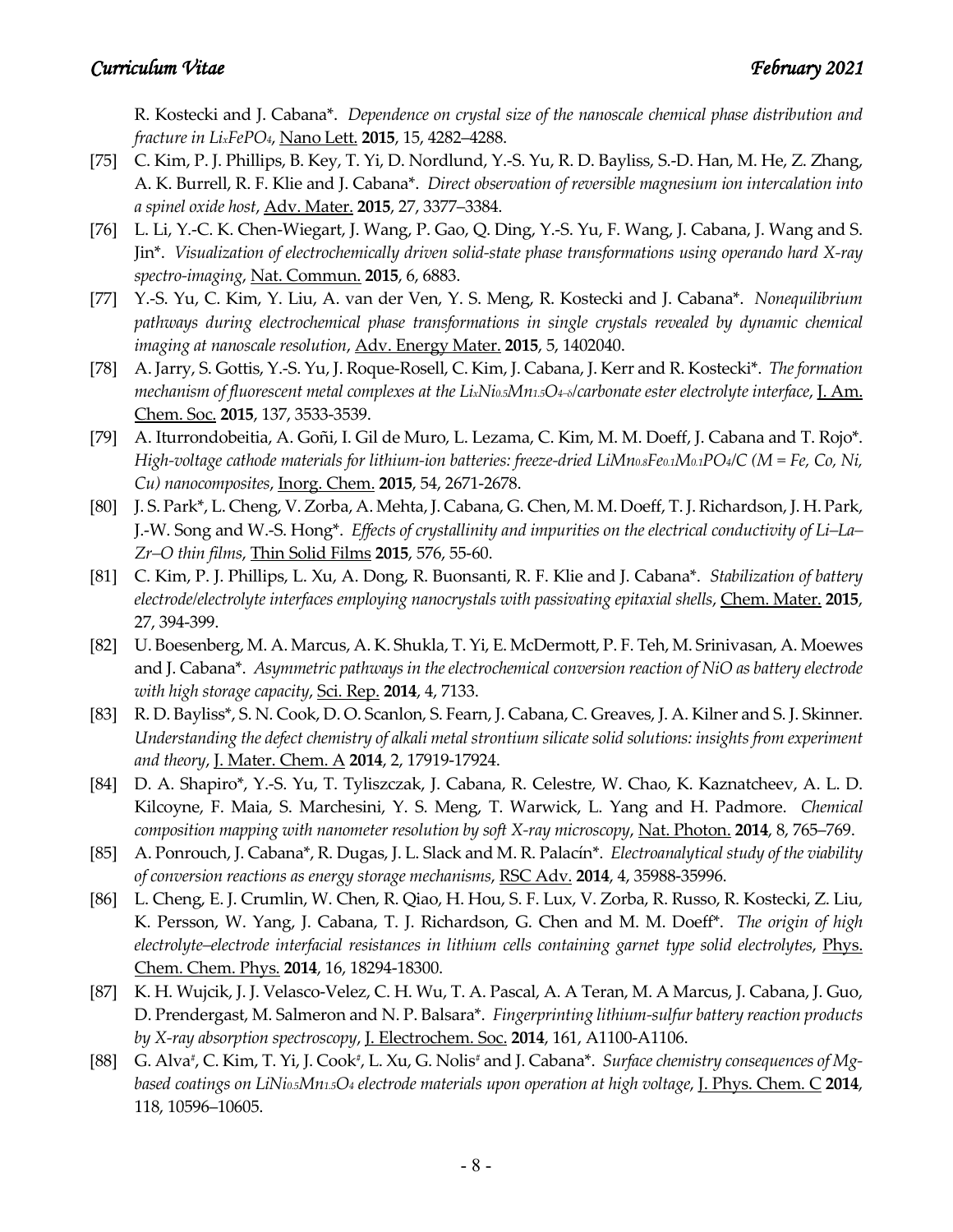R. Kostecki and J. Cabana*. *Dependence on crystal size of the nanoscale chemical phase distribution and fracture in $Li_xFePO_4$*, Nano Lett. **2015**, 15, 4282–4288.

[75] C. Kim, P. J. Phillips, B. Key, T. Yi, D. Nordlund, Y.-S. Yu, R. D. Bayliss, S.-D. Han, M. He, Z. Zhang, A. K. Burrell, R. F. Klie and J. Cabana*. *Direct observation of reversible magnesium ion intercalation into a spinel oxide host*, Adv. Mater. **2015**, 27, 3377–3384.

[76] L. Li, Y.-C. K. Chen-Wiegart, J. Wang, P. Gao, Q. Ding, Y.-S. Yu, F. Wang, J. Cabana, J. Wang and S. Jin*. *Visualization of electrochemically driven solid-state phase transformations using operando hard X-ray spectro-imaging*, Nat. Commun. **2015**, 6, 6883.

[77] Y.-S. Yu, C. Kim, Y. Liu, A. van der Ven, Y. S. Meng, R. Kostecki and J. Cabana*. *Nonequilibrium pathways during electrochemical phase transformations in single crystals revealed by dynamic chemical imaging at nanoscale resolution*, Adv. Energy Mater. **2015**, 5, 1402040.

[78] A. Jarry, S. Gottis, Y.-S. Yu, J. Roque-Rosell, C. Kim, J. Cabana, J. Kerr and R. Kostecki*. *The formation mechanism of fluorescent metal complexes at the $Li_xNi_{0.5}Mn_{1.5}O_{4-\delta}$/carbonate ester electrolyte interface*, J. Am. Chem. Soc. **2015**, 137, 3533-3539.

[79] A. Iturrondobeitia, A. Goñi, I. Gil de Muro, L. Lezama, C. Kim, M. M. Doeff, J. Cabana and T. Rojo*. *High-voltage cathode materials for lithium-ion batteries: freeze-dried $LiMn_{0.8}Fe_{0.1}M_{0.1}PO_4$/C (M = Fe, Co, Ni, Cu) nanocomposites*, Inorg. Chem. **2015**, 54, 2671-2678.

[80] J. S. Park*, L. Cheng, V. Zorba, A. Mehta, J. Cabana, G. Chen, M. M. Doeff, T. J. Richardson, J. H. Park, J.-W. Song and W.-S. Hong*. *Effects of crystallinity and impurities on the electrical conductivity of Li–La–Zr–O thin films*, Thin Solid Films **2015**, 576, 55-60.

[81] C. Kim, P. J. Phillips, L. Xu, A. Dong, R. Buonsanti, R. F. Klie and J. Cabana*. *Stabilization of battery electrode/electrolyte interfaces employing nanocrystals with passivating epitaxial shells*, Chem. Mater. **2015**, 27, 394-399.

[82] U. Boesenberg, M. A. Marcus, A. K. Shukla, T. Yi, E. McDermott, P. F. Teh, M. Srinivasan, A. Moewes and J. Cabana*. *Asymmetric pathways in the electrochemical conversion reaction of NiO as battery electrode with high storage capacity*, Sci. Rep. **2014**, 4, 7133.

[83] R. D. Bayliss*, S. N. Cook, D. O. Scanlon, S. Fearn, J. Cabana, C. Greaves, J. A. Kilner and S. J. Skinner. *Understanding the defect chemistry of alkali metal strontium silicate solid solutions: insights from experiment and theory*, J. Mater. Chem. A **2014**, 2, 17919-17924.

[84] D. A. Shapiro*, Y.-S. Yu, T. Tyliszczak, J. Cabana, R. Celestre, W. Chao, K. Kaznatcheev, A. L. D. Kilcoyne, F. Maia, S. Marchesini, Y. S. Meng, T. Warwick, L. Yang and H. Padmore. *Chemical composition mapping with nanometer resolution by soft X-ray microscopy*, Nat. Photon. **2014**, 8, 765–769.

[85] A. Ponrouch, J. Cabana*, R. Dugas, J. L. Slack and M. R. Palacín*. *Electroanalytical study of the viability of conversion reactions as energy storage mechanisms*, RSC Adv. **2014**, 4, 35988-35996.

[86] L. Cheng, E. J. Crumlin, W. Chen, R. Qiao, H. Hou, S. F. Lux, V. Zorba, R. Russo, R. Kostecki, Z. Liu, K. Persson, W. Yang, J. Cabana, T. J. Richardson, G. Chen and M. M. Doeff*. *The origin of high electrolyte–electrode interfacial resistances in lithium cells containing garnet type solid electrolytes*, Phys. Chem. Chem. Phys. **2014**, 16, 18294-18300.

[87] K. H. Wujcik, J. J. Velasco-Velez, C. H. Wu, T. A. Pascal, A. A Teran, M. A Marcus, J. Cabana, J. Guo, D. Prendergast, M. Salmeron and N. P. Balsara*. *Fingerprinting lithium-sulfur battery reaction products by X-ray absorption spectroscopy*, J. Electrochem. Soc. **2014**, 161, A1100-A1106.

[88] G. Alva#, C. Kim, T. Yi, J. Cook#, L. Xu, G. Nolis# and J. Cabana*. *Surface chemistry consequences of Mg-based coatings on $LiNi_{0.5}Mn_{1.5}O_4$ electrode materials upon operation at high voltage*, J. Phys. Chem. C **2014**, 118, 10596–10605.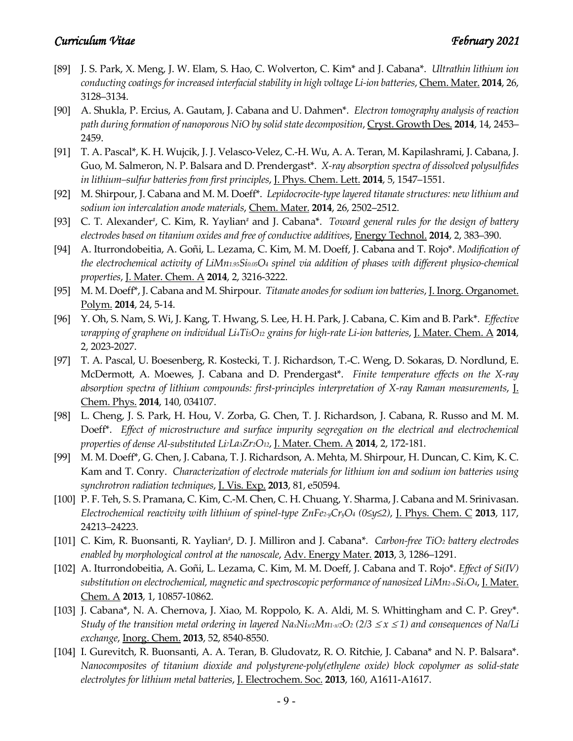- [89] J. S. Park, X. Meng, J. W. Elam, S. Hao, C. Wolverton, C. Kim* and J. Cabana*. *Ultrathin lithium ion conducting coatings for increased interfacial stability in high voltage Li-ion batteries*, Chem. Mater. **2014**, 26, 3128–3134.
- [90] A. Shukla, P. Ercius, A. Gautam, J. Cabana and U. Dahmen*. *Electron tomography analysis of reaction path during formation of nanoporous NiO by solid state decomposition*, Cryst. Growth Des. **2014**, 14, 2453–2459.
- [91] T. A. Pascal*, K. H. Wujcik, J. J. Velasco-Velez, C.-H. Wu, A. A. Teran, M. Kapilashrami, J. Cabana, J. Guo, M. Salmeron, N. P. Balsara and D. Prendergast*. *X-ray absorption spectra of dissolved polysulfides in lithium–sulfur batteries from first principles*, J. Phys. Chem. Lett. **2014**, 5, 1547–1551.
- [92] M. Shirpour, J. Cabana and M. M. Doeff*. *Lepidocrocite-type layered titanate structures: new lithium and sodium ion intercalation anode materials*, Chem. Mater. **2014**, 26, 2502–2512.
- [93] C. T. Alexander[#], C. Kim, R. Yaylian[#] and J. Cabana*. *Toward general rules for the design of battery electrodes based on titanium oxides and free of conductive additives*, Energy Technol. **2014**, 2, 383–390.
- [94] A. Iturrondobeitia, A. Goñi, L. Lezama, C. Kim, M. M. Doeff, J. Cabana and T. Rojo*. *Modification of the electrochemical activity of $LiMn_{1.95}Si_{0.05}O_4$ spinel via addition of phases with different physico-chemical properties*, J. Mater. Chem. A **2014**, 2, 3216-3222.
- [95] M. M. Doeff*, J. Cabana and M. Shirpour. *Titanate anodes for sodium ion batteries*, J. Inorg. Organomet. Polym. **2014**, 24, 5-14.
- [96] Y. Oh, S. Nam, S. Wi, J. Kang, T. Hwang, S. Lee, H. H. Park, J. Cabana, C. Kim and B. Park*. *Effective wrapping of graphene on individual $Li_4Ti_5O_{12}$ grains for high-rate Li-ion batteries*, J. Mater. Chem. A **2014**, 2, 2023-2027.
- [97] T. A. Pascal, U. Boesenberg, R. Kostecki, T. J. Richardson, T.-C. Weng, D. Sokaras, D. Nordlund, E. McDermott, A. Moewes, J. Cabana and D. Prendergast*. *Finite temperature effects on the X-ray absorption spectra of lithium compounds: first-principles interpretation of X-ray Raman measurements*, J. Chem. Phys. **2014**, 140, 034107.
- [98] L. Cheng, J. S. Park, H. Hou, V. Zorba, G. Chen, T. J. Richardson, J. Cabana, R. Russo and M. M. Doeff*. *Effect of microstructure and surface impurity segregation on the electrical and electrochemical properties of dense Al-substituted $Li_7La_3Zr_2O_{12}$*, J. Mater. Chem. A **2014**, 2, 172-181.
- [99] M. M. Doeff*, G. Chen, J. Cabana, T. J. Richardson, A. Mehta, M. Shirpour, H. Duncan, C. Kim, K. C. Kam and T. Conry. *Characterization of electrode materials for lithium ion and sodium ion batteries using synchrotron radiation techniques*, J. Vis. Exp. **2013**, 81, e50594.
- [100] P. F. Teh, S. S. Pramana, C. Kim, C.-M. Chen, C. H. Chuang, Y. Sharma, J. Cabana and M. Srinivasan. *Electrochemical reactivity with lithium of spinel-type $ZnFe_{2-y}Cr_yO_4$ ($0\leq y\leq 2$)*, J. Phys. Chem. C **2013**, 117, 24213–24223.
- [101] C. Kim, R. Buonsanti, R. Yaylian[#], D. J. Milliron and J. Cabana*. *Carbon-free $TiO_2$ battery electrodes enabled by morphological control at the nanoscale*, Adv. Energy Mater. **2013**, 3, 1286–1291.
- [102] A. Iturrondobeitia, A. Goñi, L. Lezama, C. Kim, M. M. Doeff, J. Cabana and T. Rojo*. *Effect of Si(IV) substitution on electrochemical, magnetic and spectroscopic performance of nanosized $LiMn_{2-x}Si_xO_4$*, J. Mater. Chem. A **2013**, 1, 10857-10862.
- [103] J. Cabana*, N. A. Chernova, J. Xiao, M. Roppolo, K. A. Aldi, M. S. Whittingham and C. P. Grey*. *Study of the transition metal ordering in layered $Na_xNi_{x/2}Mn_{1-x/2}O_2$ ($2/3 \leq x \leq 1$) and consequences of Na/Li exchange*, Inorg. Chem. **2013**, 52, 8540-8550.
- [104] I. Gurevitch, R. Buonsanti, A. A. Teran, B. Gludovatz, R. O. Ritchie, J. Cabana* and N. P. Balsara*. *Nanocomposites of titanium dioxide and polystyrene-poly(ethylene oxide) block copolymer as solid-state electrolytes for lithium metal batteries*, J. Electrochem. Soc. **2013**, 160, A1611-A1617.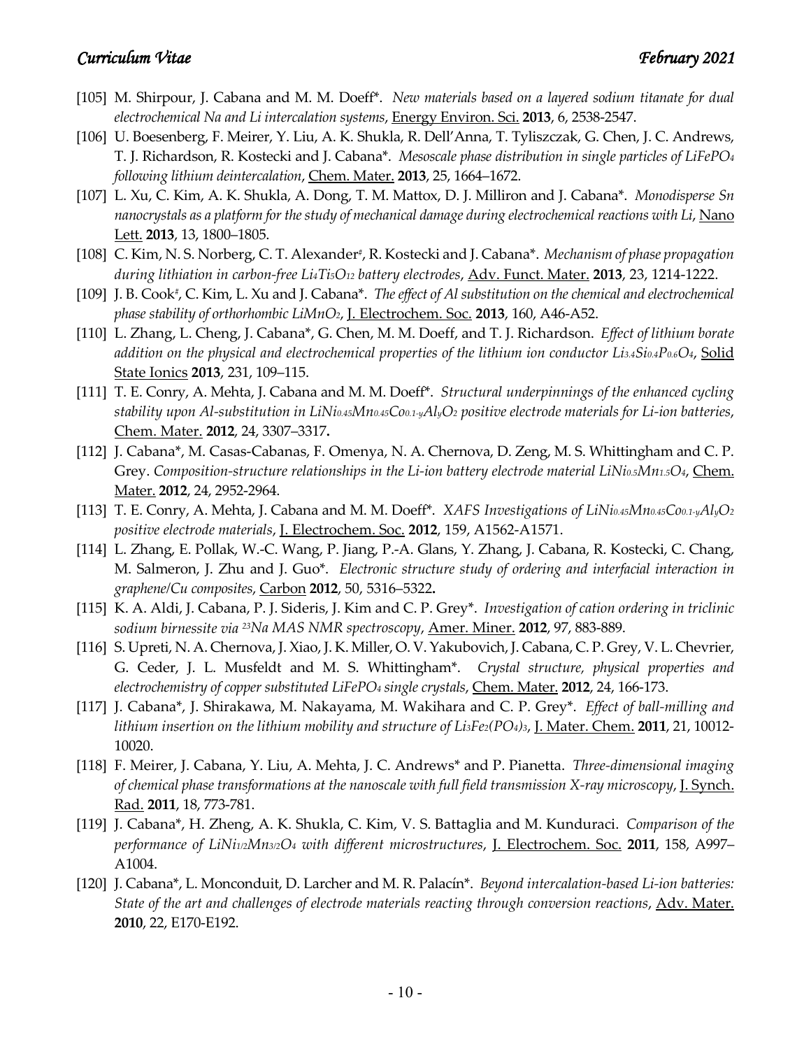[105] M. Shirpour, J. Cabana and M. M. Doeff*. *New materials based on a layered sodium titanate for dual electrochemical Na and Li intercalation systems*, Energy Environ. Sci. **2013**, 6, 2538-2547.

[106] U. Boesenberg, F. Meirer, Y. Liu, A. K. Shukla, R. Dell'Anna, T. Tyliszczak, G. Chen, J. C. Andrews, T. J. Richardson, R. Kostecki and J. Cabana*. *Mesoscale phase distribution in single particles of $LiFePO_4$ following lithium deintercalation*, Chem. Mater. **2013**, 25, 1664–1672.

[107] L. Xu, C. Kim, A. K. Shukla, A. Dong, T. M. Mattox, D. J. Milliron and J. Cabana*. *Monodisperse Sn nanocrystals as a platform for the study of mechanical damage during electrochemical reactions with Li*, Nano Lett. **2013**, 13, 1800–1805.

[108] C. Kim, N. S. Norberg, C. T. Alexander[#], R. Kostecki and J. Cabana*. *Mechanism of phase propagation during lithiation in carbon-free $Li_4Ti_5O_{12}$ battery electrodes*, Adv. Funct. Mater. **2013**, 23, 1214-1222.

[109] J. B. Cook[#], C. Kim, L. Xu and J. Cabana*. *The effect of Al substitution on the chemical and electrochemical phase stability of orthorhombic $LiMnO_2$*, J. Electrochem. Soc. **2013**, 160, A46-A52.

[110] L. Zhang, L. Cheng, J. Cabana*, G. Chen, M. M. Doeff, and T. J. Richardson. *Effect of lithium borate addition on the physical and electrochemical properties of the lithium ion conductor $Li_{3.4}Si_{0.4}P_{0.6}O_4$*, Solid State Ionics **2013**, 231, 109–115.

[111] T. E. Conry, A. Mehta, J. Cabana and M. M. Doeff*. *Structural underpinnings of the enhanced cycling stability upon Al-substitution in $LiNi_{0.45}Mn_{0.45}Co_{0.1-y}Al_yO_2$ positive electrode materials for Li-ion batteries*, Chem. Mater. **2012**, 24, 3307–3317**.**

[112] J. Cabana*, M. Casas-Cabanas, F. Omenya, N. A. Chernova, D. Zeng, M. S. Whittingham and C. P. Grey. *Composition-structure relationships in the Li-ion battery electrode material $LiNi_{0.5}Mn_{1.5}O_4$*, Chem. Mater. **2012**, 24, 2952-2964.

[113] T. E. Conry, A. Mehta, J. Cabana and M. M. Doeff*. *XAFS Investigations of $LiNi_{0.45}Mn_{0.45}Co_{0.1-y}Al_yO_2$ positive electrode materials*, J. Electrochem. Soc. **2012**, 159, A1562-A1571.

[114] L. Zhang, E. Pollak, W.-C. Wang, P. Jiang, P.-A. Glans, Y. Zhang, J. Cabana, R. Kostecki, C. Chang, M. Salmeron, J. Zhu and J. Guo*. *Electronic structure study of ordering and interfacial interaction in graphene/Cu composites*, Carbon **2012**, 50, 5316–5322**.**

[115] K. A. Aldi, J. Cabana, P. J. Sideris, J. Kim and C. P. Grey*. *Investigation of cation ordering in triclinic sodium birnessite via $^{23}Na$ MAS NMR spectroscopy*, Amer. Miner. **2012**, 97, 883-889.

[116] S. Upreti, N. A. Chernova, J. Xiao, J. K. Miller, O. V. Yakubovich, J. Cabana, C. P. Grey, V. L. Chevrier, G. Ceder, J. L. Musfeldt and M. S. Whittingham*. *Crystal structure, physical properties and electrochemistry of copper substituted $LiFePO_4$ single crystals*, Chem. Mater. **2012**, 24, 166-173.

[117] J. Cabana*, J. Shirakawa, M. Nakayama, M. Wakihara and C. P. Grey*. *Effect of ball-milling and lithium insertion on the lithium mobility and structure of $Li_3Fe_2(PO_4)_3$*, J. Mater. Chem. **2011**, 21, 10012-10020.

[118] F. Meirer, J. Cabana, Y. Liu, A. Mehta, J. C. Andrews* and P. Pianetta. *Three-dimensional imaging of chemical phase transformations at the nanoscale with full field transmission X-ray microscopy*, J. Synch. Rad. **2011**, 18, 773-781.

[119] J. Cabana*, H. Zheng, A. K. Shukla, C. Kim, V. S. Battaglia and M. Kunduraci. *Comparison of the performance of $LiNi_{1/2}Mn_{3/2}O_4$ with different microstructures*, J. Electrochem. Soc. **2011**, 158, A997–A1004.

[120] J. Cabana*, L. Monconduit, D. Larcher and M. R. Palacín*. *Beyond intercalation-based Li-ion batteries: State of the art and challenges of electrode materials reacting through conversion reactions*, Adv. Mater. **2010**, 22, E170-E192.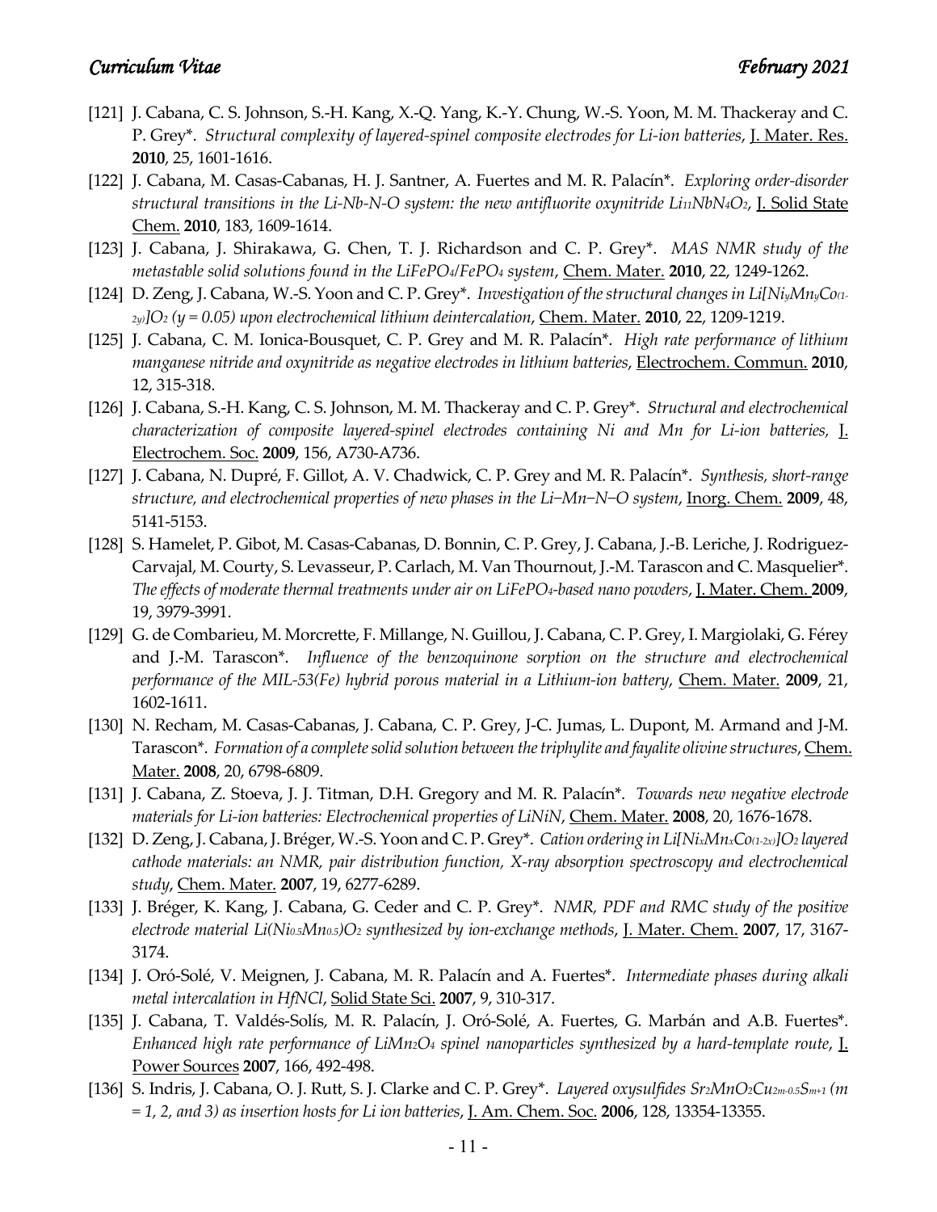- [121] J. Cabana, C. S. Johnson, S.-H. Kang, X.-Q. Yang, K.-Y. Chung, W.-S. Yoon, M. M. Thackeray and C. P. Grey*. *Structural complexity of layered-spinel composite electrodes for Li-ion batteries*, J. Mater. Res. **2010**, 25, 1601-1616.
- [122] J. Cabana, M. Casas-Cabanas, H. J. Santner, A. Fuertes and M. R. Palacín*. *Exploring order-disorder structural transitions in the Li-Nb-N-O system: the new antifluorite oxynitride $Li_{11}NbN_4O_2$*, J. Solid State Chem. **2010**, 183, 1609-1614.
- [123] J. Cabana, J. Shirakawa, G. Chen, T. J. Richardson and C. P. Grey*. *MAS NMR study of the metastable solid solutions found in the $LiFePO_4/FePO_4$ system*, Chem. Mater. **2010**, 22, 1249-1262.
- [124] D. Zeng, J. Cabana, W.-S. Yoon and C. P. Grey*. *Investigation of the structural changes in $Li[Ni_yMn_yCo_{(1-2y)}]O_2$ (y = 0.05) upon electrochemical lithium deintercalation*, Chem. Mater. **2010**, 22, 1209-1219.
- [125] J. Cabana, C. M. Ionica-Bousquet, C. P. Grey and M. R. Palacín*. *High rate performance of lithium manganese nitride and oxynitride as negative electrodes in lithium batteries*, Electrochem. Commun. **2010**, 12, 315-318.
- [126] J. Cabana, S.-H. Kang, C. S. Johnson, M. M. Thackeray and C. P. Grey*. *Structural and electrochemical characterization of composite layered-spinel electrodes containing Ni and Mn for Li-ion batteries*, J. Electrochem. Soc. **2009**, 156, A730-A736.
- [127] J. Cabana, N. Dupré, F. Gillot, A. V. Chadwick, C. P. Grey and M. R. Palacín*. *Synthesis, short-range structure, and electrochemical properties of new phases in the Li–Mn–N–O system*, Inorg. Chem. **2009**, 48, 5141-5153.
- [128] S. Hamelet, P. Gibot, M. Casas-Cabanas, D. Bonnin, C. P. Grey, J. Cabana, J.-B. Leriche, J. Rodriguez-Carvajal, M. Courty, S. Levasseur, P. Carlach, M. Van Thournout, J.-M. Tarascon and C. Masquelier*. *The effects of moderate thermal treatments under air on $LiFePO_4$-based nano powders*, J. Mater. Chem. **2009**, 19, 3979-3991.
- [129] G. de Combarieu, M. Morcrette, F. Millange, N. Guillou, J. Cabana, C. P. Grey, I. Margiolaki, G. Férey and J.-M. Tarascon*. *Influence of the benzoquinone sorption on the structure and electrochemical performance of the MIL-53(Fe) hybrid porous material in a Lithium-ion battery*, Chem. Mater. **2009**, 21, 1602-1611.
- [130] N. Recham, M. Casas-Cabanas, J. Cabana, C. P. Grey, J-C. Jumas, L. Dupont, M. Armand and J-M. Tarascon*. *Formation of a complete solid solution between the triphylite and fayalite olivine structures*, Chem. Mater. **2008**, 20, 6798-6809.
- [131] J. Cabana, Z. Stoeva, J. J. Titman, D.H. Gregory and M. R. Palacín*. *Towards new negative electrode materials for Li-ion batteries: Electrochemical properties of LiNiN*, Chem. Mater. **2008**, 20, 1676-1678.
- [132] D. Zeng, J. Cabana, J. Bréger, W.-S. Yoon and C. P. Grey*. *Cation ordering in $Li[Ni_xMn_xCo_{(1-2x)}]O_2$ layered cathode materials: an NMR, pair distribution function, X-ray absorption spectroscopy and electrochemical study*, Chem. Mater. **2007**, 19, 6277-6289.
- [133] J. Bréger, K. Kang, J. Cabana, G. Ceder and C. P. Grey*. *NMR, PDF and RMC study of the positive electrode material $Li(Ni_{0.5}Mn_{0.5})O_2$ synthesized by ion-exchange methods*, J. Mater. Chem. **2007**, 17, 3167-3174.
- [134] J. Oró-Solé, V. Meignen, J. Cabana, M. R. Palacín and A. Fuertes*. *Intermediate phases during alkali metal intercalation in HfNCl*, Solid State Sci. **2007**, 9, 310-317.
- [135] J. Cabana, T. Valdés-Solís, M. R. Palacín, J. Oró-Solé, A. Fuertes, G. Marbán and A.B. Fuertes*. *Enhanced high rate performance of $LiMn_2O_4$ spinel nanoparticles synthesized by a hard-template route*, J. Power Sources **2007**, 166, 492-498.
- [136] S. Indris, J. Cabana, O. J. Rutt, S. J. Clarke and C. P. Grey*. *Layered oxysulfides $Sr_2MnO_2Cu_{2m-0.5}S_{m+1}$ (m = 1, 2, and 3) as insertion hosts for Li ion batteries*, J. Am. Chem. Soc. **2006**, 128, 13354-13355.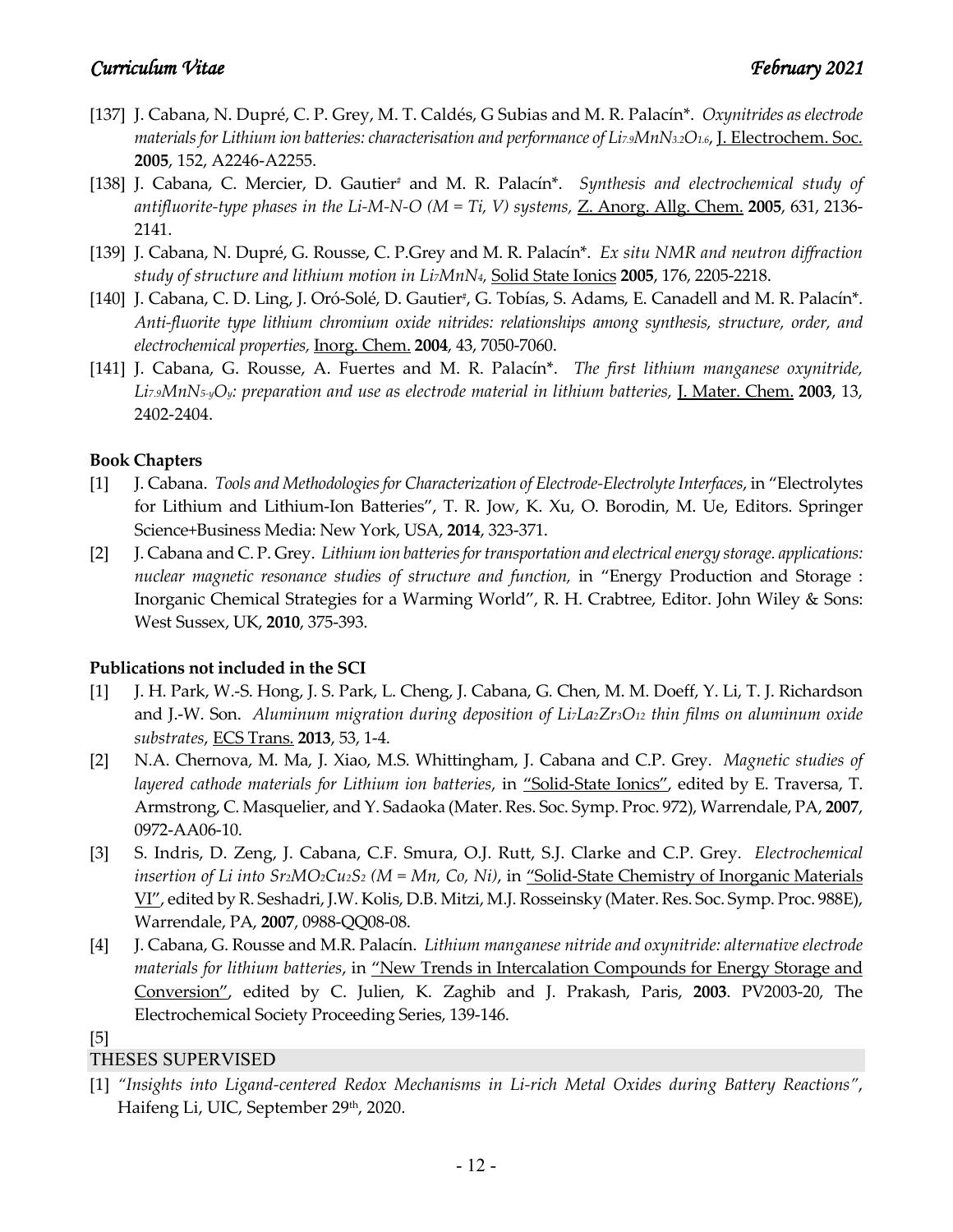[137] J. Cabana, N. Dupré, C. P. Grey, M. T. Caldés, G Subias and M. R. Palacín*. *Oxynitrides as electrode materials for Lithium ion batteries: characterisation and performance of $Li_{7.9}MnN_{3.2}O_{1.6}$*, J. Electrochem. Soc. **2005**, 152, A2246-A2255.

[138] J. Cabana, C. Mercier, D. Gautier[#] and M. R. Palacín*. *Synthesis and electrochemical study of antifluorite-type phases in the Li-M-N-O (M = Ti, V) systems,* Z. Anorg. Allg. Chem. **2005**, 631, 2136-2141.

[139] J. Cabana, N. Dupré, G. Rousse, C. P.Grey and M. R. Palacín*. *Ex situ NMR and neutron diffraction study of structure and lithium motion in $Li_7MnN_4$,* Solid State Ionics **2005**, 176, 2205-2218.

[140] J. Cabana, C. D. Ling, J. Oró-Solé, D. Gautier[#], G. Tobías, S. Adams, E. Canadell and M. R. Palacín*. *Anti-fluorite type lithium chromium oxide nitrides: relationships among synthesis, structure, order, and electrochemical properties,* Inorg. Chem. **2004**, 43, 7050-7060.

[141] J. Cabana, G. Rousse, A. Fuertes and M. R. Palacín*. *The first lithium manganese oxynitride, $Li_{7.9}MnN_{5-y}O_y$: preparation and use as electrode material in lithium batteries,* J. Mater. Chem. **2003**, 13, 2402-2404.

**Book Chapters**

[1] J. Cabana. *Tools and Methodologies for Characterization of Electrode-Electrolyte Interfaces*, in "Electrolytes for Lithium and Lithium-Ion Batteries", T. R. Jow, K. Xu, O. Borodin, M. Ue, Editors. Springer Science+Business Media: New York, USA, **2014**, 323-371.

[2] J. Cabana and C. P. Grey. *Lithium ion batteries for transportation and electrical energy storage. applications: nuclear magnetic resonance studies of structure and function,* in "Energy Production and Storage : Inorganic Chemical Strategies for a Warming World", R. H. Crabtree, Editor. John Wiley & Sons: West Sussex, UK, **2010**, 375-393.

**Publications not included in the SCI**

[1] J. H. Park, W.-S. Hong, J. S. Park, L. Cheng, J. Cabana, G. Chen, M. M. Doeff, Y. Li, T. J. Richardson and J.-W. Son. *Aluminum migration during deposition of $Li_7La_2Zr_3O_{12}$ thin films on aluminum oxide substrates*, ECS Trans. **2013**, 53, 1-4.

[2] N.A. Chernova, M. Ma, J. Xiao, M.S. Whittingham, J. Cabana and C.P. Grey. *Magnetic studies of layered cathode materials for Lithium ion batteries*, in "Solid-State Ionics", edited by E. Traversa, T. Armstrong, C. Masquelier, and Y. Sadaoka (Mater. Res. Soc. Symp. Proc. 972), Warrendale, PA, **2007**, 0972-AA06-10.

[3] S. Indris, D. Zeng, J. Cabana, C.F. Smura, O.J. Rutt, S.J. Clarke and C.P. Grey. *Electrochemical insertion of Li into $Sr_2MO_2Cu_2S_2$ (M = Mn, Co, Ni)*, in "Solid-State Chemistry of Inorganic Materials VI", edited by R. Seshadri, J.W. Kolis, D.B. Mitzi, M.J. Rosseinsky (Mater. Res. Soc. Symp. Proc. 988E), Warrendale, PA, **2007**, 0988-QQ08-08.

[4] J. Cabana, G. Rousse and M.R. Palacín. *Lithium manganese nitride and oxynitride: alternative electrode materials for lithium batteries*, in "New Trends in Intercalation Compounds for Energy Storage and Conversion", edited by C. Julien, K. Zaghib and J. Prakash, Paris, **2003**. PV2003-20, The Electrochemical Society Proceeding Series, 139-146.

[5]

## THESES SUPERVISED

[1] *"Insights into Ligand-centered Redox Mechanisms in Li-rich Metal Oxides during Battery Reactions"*, Haifeng Li, UIC, September 29th, 2020.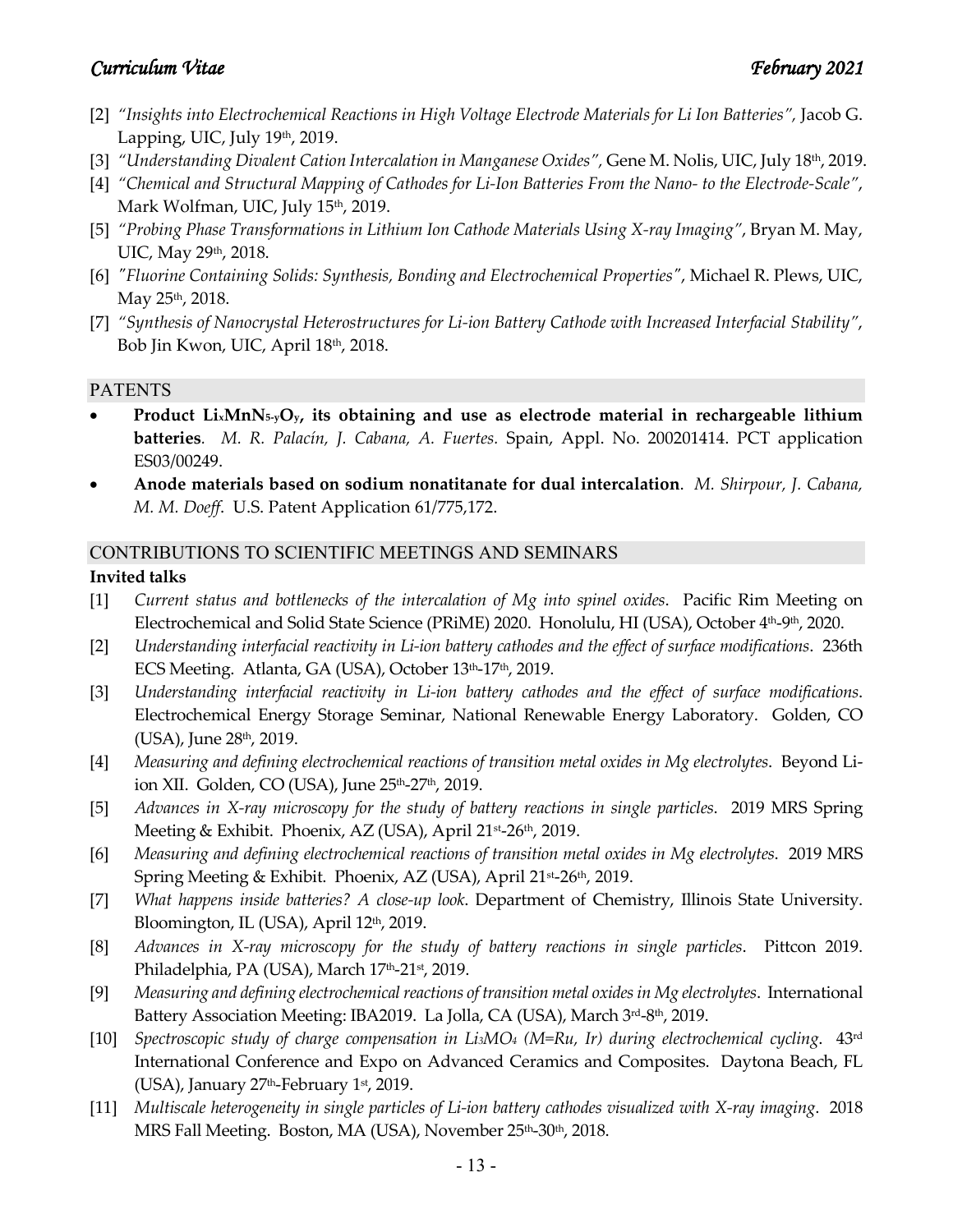[2] *"Insights into Electrochemical Reactions in High Voltage Electrode Materials for Li Ion Batteries",* Jacob G. Lapping, UIC, July 19th, 2019.

[3] *"Understanding Divalent Cation Intercalation in Manganese Oxides",* Gene M. Nolis, UIC, July 18th, 2019.

[4] *"Chemical and Structural Mapping of Cathodes for Li-Ion Batteries From the Nano- to the Electrode-Scale"*, Mark Wolfman, UIC, July 15th, 2019.

[5] *"Probing Phase Transformations in Lithium Ion Cathode Materials Using X-ray Imaging"*, Bryan M. May, UIC, May 29th, 2018.

[6] *"Fluorine Containing Solids: Synthesis, Bonding and Electrochemical Properties"*, Michael R. Plews, UIC, May 25th, 2018.

[7] *"Synthesis of Nanocrystal Heterostructures for Li-ion Battery Cathode with Increased Interfacial Stability"*, Bob Jin Kwon, UIC, April 18th, 2018.

## PATENTS

- **Product $Li_xMnN_{5-y}O_y$, its obtaining and use as electrode material in rechargeable lithium batteries**. *M. R. Palacín, J. Cabana, A. Fuertes.* Spain, Appl. No. 200201414. PCT application ES03/00249.
- **Anode materials based on sodium nonatitanate for dual intercalation**. *M. Shirpour, J. Cabana, M. M. Doeff*. U.S. Patent Application 61/775,172.

## CONTRIBUTIONS TO SCIENTIFIC MEETINGS AND SEMINARS

### Invited talks

[1] *Current status and bottlenecks of the intercalation of Mg into spinel oxides*. Pacific Rim Meeting on Electrochemical and Solid State Science (PRiME) 2020. Honolulu, HI (USA), October 4th-9th, 2020.

[2] *Understanding interfacial reactivity in Li-ion battery cathodes and the effect of surface modifications*. 236th ECS Meeting. Atlanta, GA (USA), October 13th-17th, 2019.

[3] *Understanding interfacial reactivity in Li-ion battery cathodes and the effect of surface modifications*. Electrochemical Energy Storage Seminar, National Renewable Energy Laboratory. Golden, CO (USA), June 28th, 2019.

[4] *Measuring and defining electrochemical reactions of transition metal oxides in Mg electrolytes*. Beyond Li-ion XII. Golden, CO (USA), June 25th-27th, 2019.

[5] *Advances in X-ray microscopy for the study of battery reactions in single particles*. 2019 MRS Spring Meeting & Exhibit. Phoenix, AZ (USA), April 21st-26th, 2019.

[6] *Measuring and defining electrochemical reactions of transition metal oxides in Mg electrolytes*. 2019 MRS Spring Meeting & Exhibit. Phoenix, AZ (USA), April 21st-26th, 2019.

[7] *What happens inside batteries? A close-up look*. Department of Chemistry, Illinois State University. Bloomington, IL (USA), April 12th, 2019.

[8] *Advances in X-ray microscopy for the study of battery reactions in single particles*. Pittcon 2019. Philadelphia, PA (USA), March 17th-21st, 2019.

[9] *Measuring and defining electrochemical reactions of transition metal oxides in Mg electrolytes*. International Battery Association Meeting: IBA2019. La Jolla, CA (USA), March 3rd-8th, 2019.

[10] *Spectroscopic study of charge compensation in $Li_3MO_4$ (M=Ru, Ir) during electrochemical cycling*. 43rd International Conference and Expo on Advanced Ceramics and Composites. Daytona Beach, FL (USA), January 27th-February 1st, 2019.

[11] *Multiscale heterogeneity in single particles of Li-ion battery cathodes visualized with X-ray imaging*. 2018 MRS Fall Meeting. Boston, MA (USA), November 25th-30th, 2018.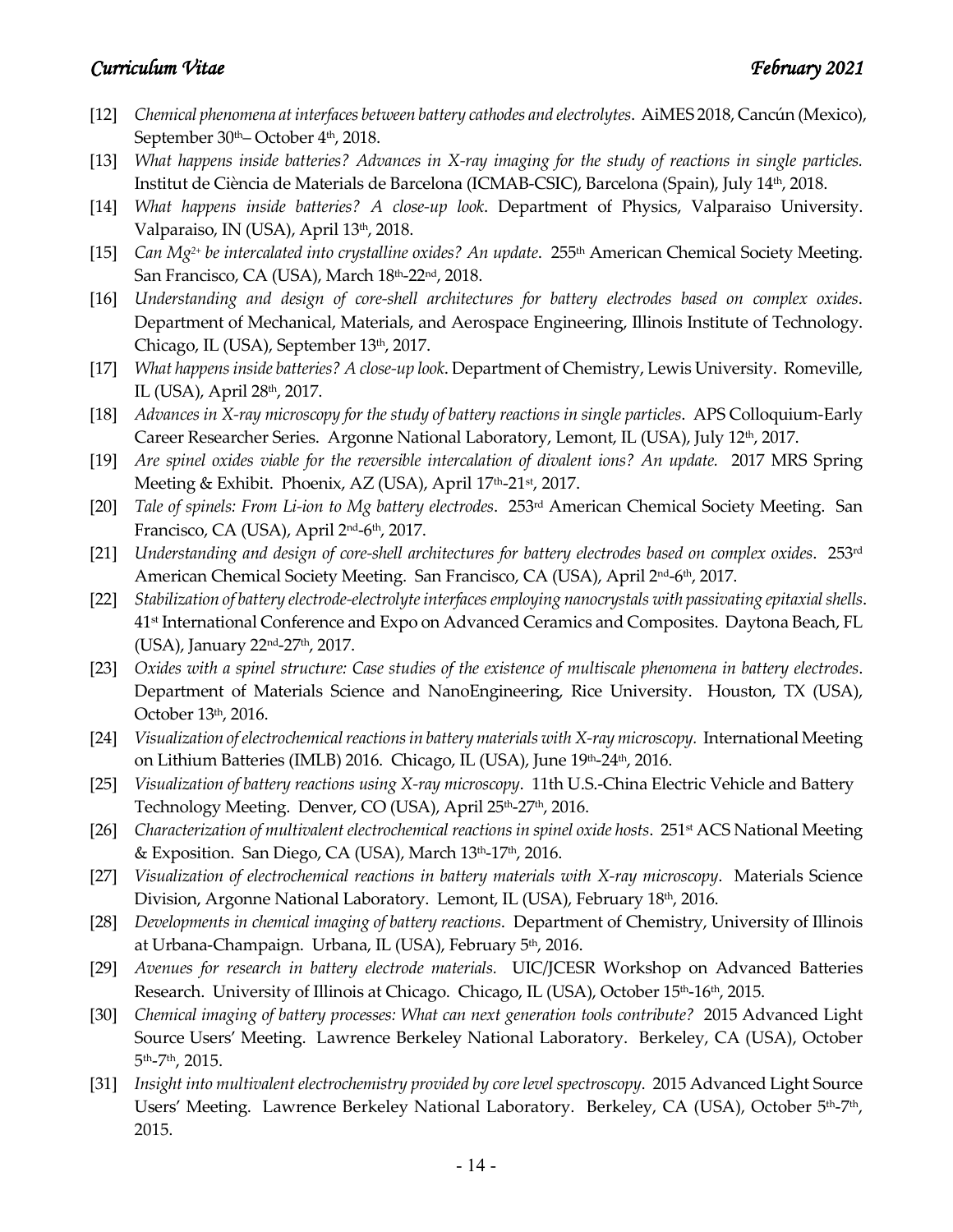[12] *Chemical phenomena at interfaces between battery cathodes and electrolytes*. AiMES 2018, Cancún (Mexico), September 30th– October 4th, 2018.

[13] *What happens inside batteries? Advances in X-ray imaging for the study of reactions in single particles.* Institut de Ciència de Materials de Barcelona (ICMAB-CSIC), Barcelona (Spain), July 14th, 2018.

[14] *What happens inside batteries? A close-up look*. Department of Physics, Valparaiso University. Valparaiso, IN (USA), April 13th, 2018.

[15] *Can $Mg^{2+}$ be intercalated into crystalline oxides? An update*. 255th American Chemical Society Meeting. San Francisco, CA (USA), March 18th-22nd, 2018.

[16] *Understanding and design of core-shell architectures for battery electrodes based on complex oxides*. Department of Mechanical, Materials, and Aerospace Engineering, Illinois Institute of Technology. Chicago, IL (USA), September 13th, 2017.

[17] *What happens inside batteries? A close-up look*. Department of Chemistry, Lewis University. Romeville, IL (USA), April 28th, 2017.

[18] *Advances in X-ray microscopy for the study of battery reactions in single particles*. APS Colloquium-Early Career Researcher Series. Argonne National Laboratory, Lemont, IL (USA), July 12th, 2017.

[19] *Are spinel oxides viable for the reversible intercalation of divalent ions? An update.* 2017 MRS Spring Meeting & Exhibit. Phoenix, AZ (USA), April 17th-21st, 2017.

[20] *Tale of spinels: From Li-ion to Mg battery electrodes*. 253rd American Chemical Society Meeting. San Francisco, CA (USA), April 2nd-6th, 2017.

[21] *Understanding and design of core-shell architectures for battery electrodes based on complex oxides*. 253rd American Chemical Society Meeting. San Francisco, CA (USA), April 2nd-6th, 2017.

[22] *Stabilization of battery electrode-electrolyte interfaces employing nanocrystals with passivating epitaxial shells*. 41st International Conference and Expo on Advanced Ceramics and Composites. Daytona Beach, FL (USA), January 22nd-27th, 2017.

[23] *Oxides with a spinel structure: Case studies of the existence of multiscale phenomena in battery electrodes*. Department of Materials Science and NanoEngineering, Rice University. Houston, TX (USA), October 13th, 2016.

[24] *Visualization of electrochemical reactions in battery materials with X-ray microscopy*. International Meeting on Lithium Batteries (IMLB) 2016. Chicago, IL (USA), June 19th-24th, 2016.

[25] *Visualization of battery reactions using X-ray microscopy*. 11th U.S.-China Electric Vehicle and Battery Technology Meeting. Denver, CO (USA), April 25th-27th, 2016.

[26] *Characterization of multivalent electrochemical reactions in spinel oxide hosts*. 251st ACS National Meeting & Exposition. San Diego, CA (USA), March 13th-17th, 2016.

[27] *Visualization of electrochemical reactions in battery materials with X-ray microscopy*. Materials Science Division, Argonne National Laboratory. Lemont, IL (USA), February 18th, 2016.

[28] *Developments in chemical imaging of battery reactions*. Department of Chemistry, University of Illinois at Urbana-Champaign. Urbana, IL (USA), February 5th, 2016.

[29] *Avenues for research in battery electrode materials.* UIC/JCESR Workshop on Advanced Batteries Research. University of Illinois at Chicago. Chicago, IL (USA), October 15th-16th, 2015.

[30] *Chemical imaging of battery processes: What can next generation tools contribute?* 2015 Advanced Light Source Users' Meeting. Lawrence Berkeley National Laboratory. Berkeley, CA (USA), October 5th-7th, 2015.

[31] *Insight into multivalent electrochemistry provided by core level spectroscopy*. 2015 Advanced Light Source Users' Meeting. Lawrence Berkeley National Laboratory. Berkeley, CA (USA), October 5th-7th, 2015.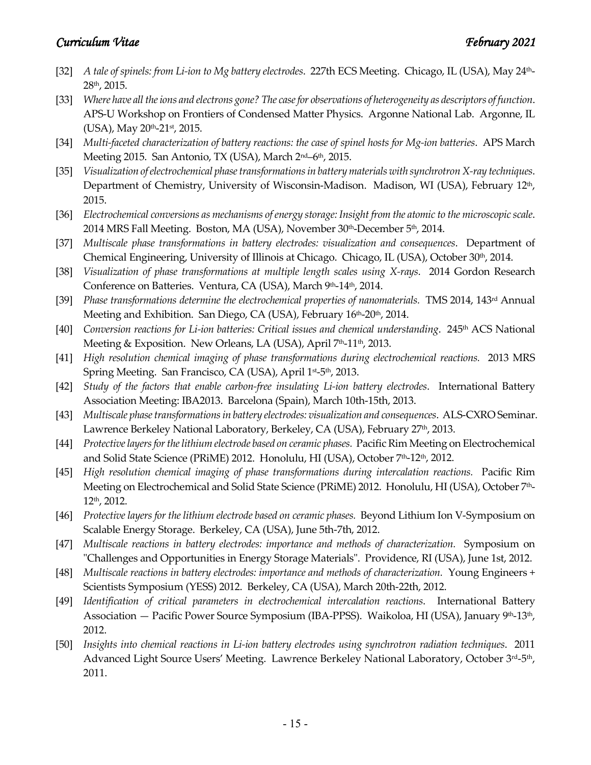[32] *A tale of spinels: from Li-ion to Mg battery electrodes*. 227th ECS Meeting. Chicago, IL (USA), May 24th-28th, 2015.

[33] *Where have all the ions and electrons gone? The case for observations of heterogeneity as descriptors of function*. APS-U Workshop on Frontiers of Condensed Matter Physics. Argonne National Lab. Argonne, IL (USA), May 20th-21st, 2015.

[34] *Multi-faceted characterization of battery reactions: the case of spinel hosts for Mg-ion batteries*. APS March Meeting 2015. San Antonio, TX (USA), March 2nd–6th, 2015.

[35] *Visualization of electrochemical phase transformations in battery materials with synchrotron X-ray techniques*. Department of Chemistry, University of Wisconsin-Madison. Madison, WI (USA), February 12th, 2015.

[36] *Electrochemical conversions as mechanisms of energy storage: Insight from the atomic to the microscopic scale*. 2014 MRS Fall Meeting. Boston, MA (USA), November 30th-December 5th, 2014.

[37] *Multiscale phase transformations in battery electrodes: visualization and consequences*. Department of Chemical Engineering, University of Illinois at Chicago. Chicago, IL (USA), October 30th, 2014.

[38] *Visualization of phase transformations at multiple length scales using X-rays.* 2014 Gordon Research Conference on Batteries. Ventura, CA (USA), March 9th-14th, 2014.

[39] *Phase transformations determine the electrochemical properties of nanomaterials.* TMS 2014, 143rd Annual Meeting and Exhibition. San Diego, CA (USA), February 16th-20th, 2014.

[40] *Conversion reactions for Li-ion batteries: Critical issues and chemical understanding*. 245th ACS National Meeting & Exposition. New Orleans, LA (USA), April 7th-11th, 2013.

[41] *High resolution chemical imaging of phase transformations during electrochemical reactions.* 2013 MRS Spring Meeting. San Francisco, CA (USA), April 1st-5th, 2013.

[42] *Study of the factors that enable carbon-free insulating Li-ion battery electrodes*. International Battery Association Meeting: IBA2013. Barcelona (Spain), March 10th-15th, 2013.

[43] *Multiscale phase transformations in battery electrodes: visualization and consequences*. ALS-CXRO Seminar. Lawrence Berkeley National Laboratory, Berkeley, CA (USA), February 27th, 2013.

[44] *Protective layers for the lithium electrode based on ceramic phases.* Pacific Rim Meeting on Electrochemical and Solid State Science (PRiME) 2012. Honolulu, HI (USA), October 7th-12th, 2012.

[45] *High resolution chemical imaging of phase transformations during intercalation reactions.* Pacific Rim Meeting on Electrochemical and Solid State Science (PRiME) 2012. Honolulu, HI (USA), October 7th-12th, 2012.

[46] *Protective layers for the lithium electrode based on ceramic phases.* Beyond Lithium Ion V-Symposium on Scalable Energy Storage. Berkeley, CA (USA), June 5th-7th, 2012.

[47] *Multiscale reactions in battery electrodes: importance and methods of characterization.* Symposium on "Challenges and Opportunities in Energy Storage Materials". Providence, RI (USA), June 1st, 2012.

[48] *Multiscale reactions in battery electrodes: importance and methods of characterization.* Young Engineers + Scientists Symposium (YESS) 2012. Berkeley, CA (USA), March 20th-22th, 2012.

[49] *Identification of critical parameters in electrochemical intercalation reactions*. International Battery Association — Pacific Power Source Symposium (IBA-PPSS). Waikoloa, HI (USA), January 9th-13th, 2012.

[50] *Insights into chemical reactions in Li-ion battery electrodes using synchrotron radiation techniques*. 2011 Advanced Light Source Users' Meeting. Lawrence Berkeley National Laboratory, October 3rd-5th, 2011.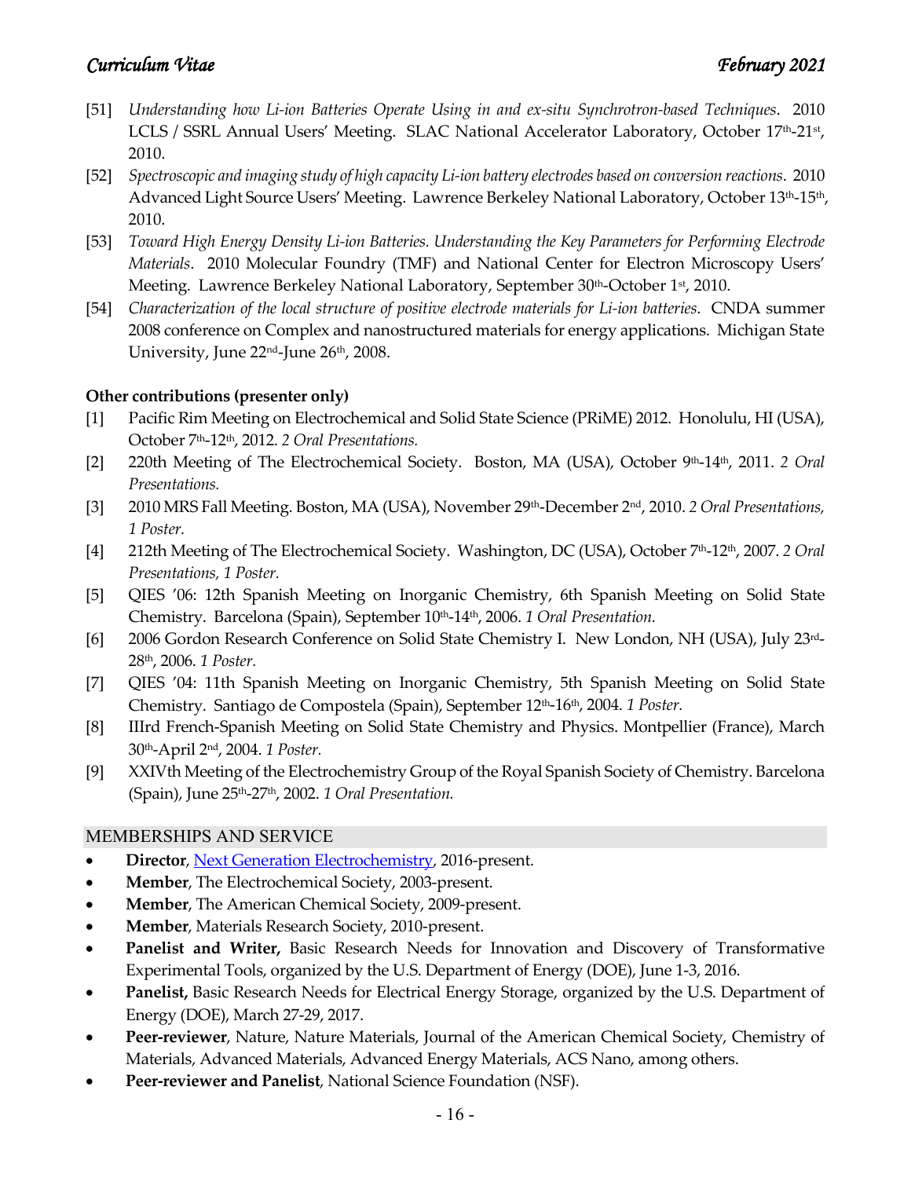[51] *Understanding how Li-ion Batteries Operate Using in and ex-situ Synchrotron-based Techniques*. 2010 LCLS / SSRL Annual Users' Meeting. SLAC National Accelerator Laboratory, October 17th-21st, 2010.

[52] *Spectroscopic and imaging study of high capacity Li-ion battery electrodes based on conversion reactions*. 2010 Advanced Light Source Users' Meeting. Lawrence Berkeley National Laboratory, October 13th-15th, 2010.

[53] *Toward High Energy Density Li-ion Batteries. Understanding the Key Parameters for Performing Electrode Materials*. 2010 Molecular Foundry (TMF) and National Center for Electron Microscopy Users' Meeting. Lawrence Berkeley National Laboratory, September 30th-October 1st, 2010.

[54] *Characterization of the local structure of positive electrode materials for Li-ion batteries*. CNDA summer 2008 conference on Complex and nanostructured materials for energy applications. Michigan State University, June 22nd-June 26th, 2008.

**Other contributions (presenter only)**

[1] Pacific Rim Meeting on Electrochemical and Solid State Science (PRiME) 2012. Honolulu, HI (USA), October 7th-12th, 2012. *2 Oral Presentations.*

[2] 220th Meeting of The Electrochemical Society. Boston, MA (USA), October 9th-14th, 2011. *2 Oral Presentations.*

[3] 2010 MRS Fall Meeting. Boston, MA (USA), November 29th-December 2nd, 2010. *2 Oral Presentations, 1 Poster.*

[4] 212th Meeting of The Electrochemical Society. Washington, DC (USA), October 7th-12th, 2007. *2 Oral Presentations, 1 Poster.*

[5] QIES '06: 12th Spanish Meeting on Inorganic Chemistry, 6th Spanish Meeting on Solid State Chemistry. Barcelona (Spain), September 10th-14th, 2006. *1 Oral Presentation.*

[6] 2006 Gordon Research Conference on Solid State Chemistry I. New London, NH (USA), July 23rd-28th, 2006. *1 Poster.*

[7] QIES '04: 11th Spanish Meeting on Inorganic Chemistry, 5th Spanish Meeting on Solid State Chemistry. Santiago de Compostela (Spain), September 12th-16th, 2004. *1 Poster.*

[8] IIIrd French-Spanish Meeting on Solid State Chemistry and Physics. Montpellier (France), March 30th-April 2nd, 2004. *1 Poster.*

[9] XXIVth Meeting of the Electrochemistry Group of the Royal Spanish Society of Chemistry. Barcelona (Spain), June 25th-27th, 2002. *1 Oral Presentation.*

## MEMBERSHIPS AND SERVICE

- **Director**, Next Generation Electrochemistry, 2016-present.
- **Member**, The Electrochemical Society, 2003-present.
- **Member**, The American Chemical Society, 2009-present.
- **Member**, Materials Research Society, 2010-present.
- **Panelist and Writer,** Basic Research Needs for Innovation and Discovery of Transformative Experimental Tools, organized by the U.S. Department of Energy (DOE), June 1-3, 2016.
- **Panelist,** Basic Research Needs for Electrical Energy Storage, organized by the U.S. Department of Energy (DOE), March 27-29, 2017.
- **Peer-reviewer**, Nature, Nature Materials, Journal of the American Chemical Society, Chemistry of Materials, Advanced Materials, Advanced Energy Materials, ACS Nano, among others.
- **Peer-reviewer and Panelist**, National Science Foundation (NSF).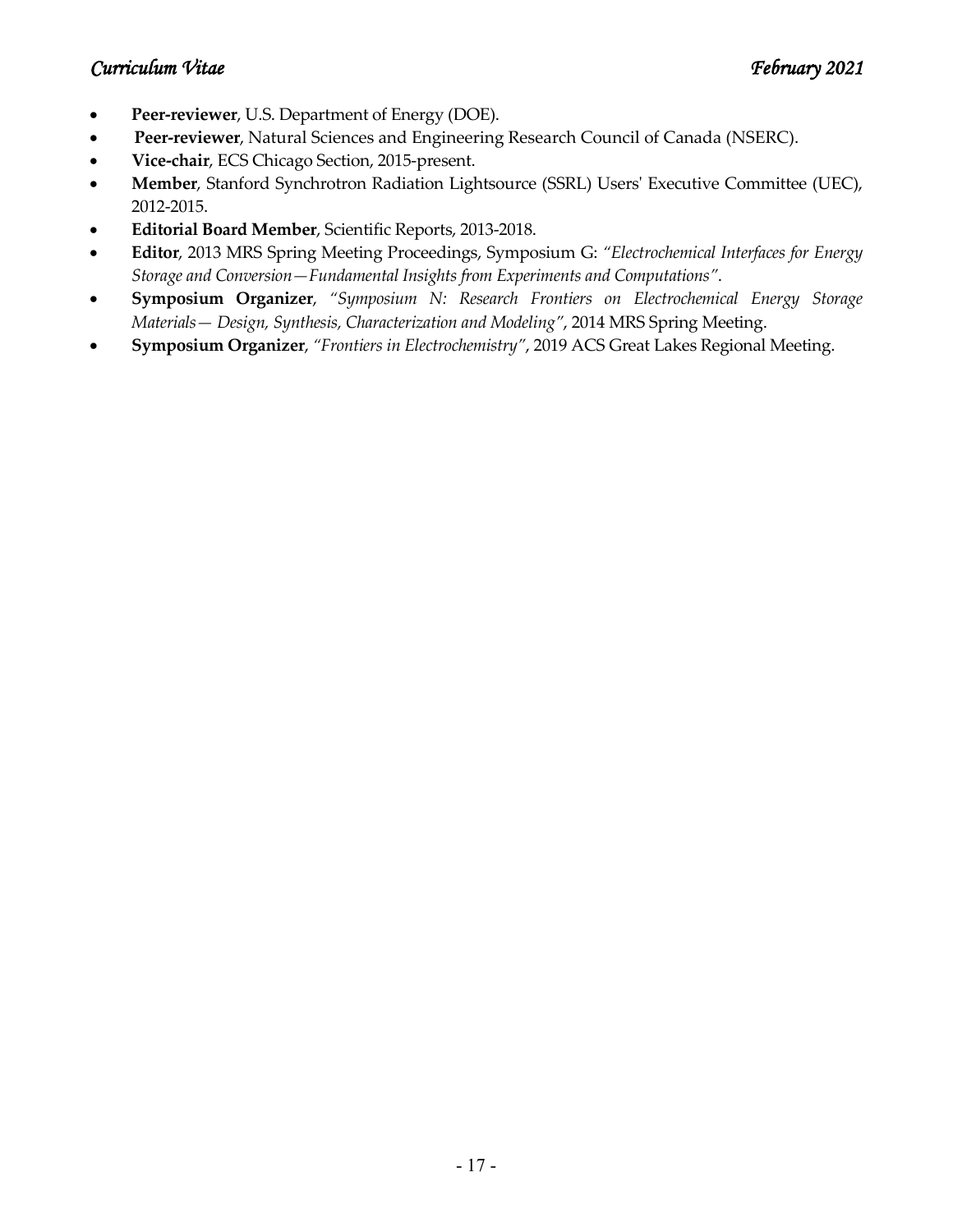- **Peer-reviewer**, U.S. Department of Energy (DOE).
- **Peer-reviewer**, Natural Sciences and Engineering Research Council of Canada (NSERC).
- **Vice-chair**, ECS Chicago Section, 2015-present.
- **Member**, Stanford Synchrotron Radiation Lightsource (SSRL) Users' Executive Committee (UEC), 2012-2015.
- **Editorial Board Member**, Scientific Reports, 2013-2018.
- **Editor**, 2013 MRS Spring Meeting Proceedings, Symposium G: *"Electrochemical Interfaces for Energy Storage and Conversion—Fundamental Insights from Experiments and Computations"*.
- **Symposium Organizer**, *"Symposium N: Research Frontiers on Electrochemical Energy Storage Materials— Design, Synthesis, Characterization and Modeling"*, 2014 MRS Spring Meeting.
- **Symposium Organizer**, *"Frontiers in Electrochemistry"*, 2019 ACS Great Lakes Regional Meeting.